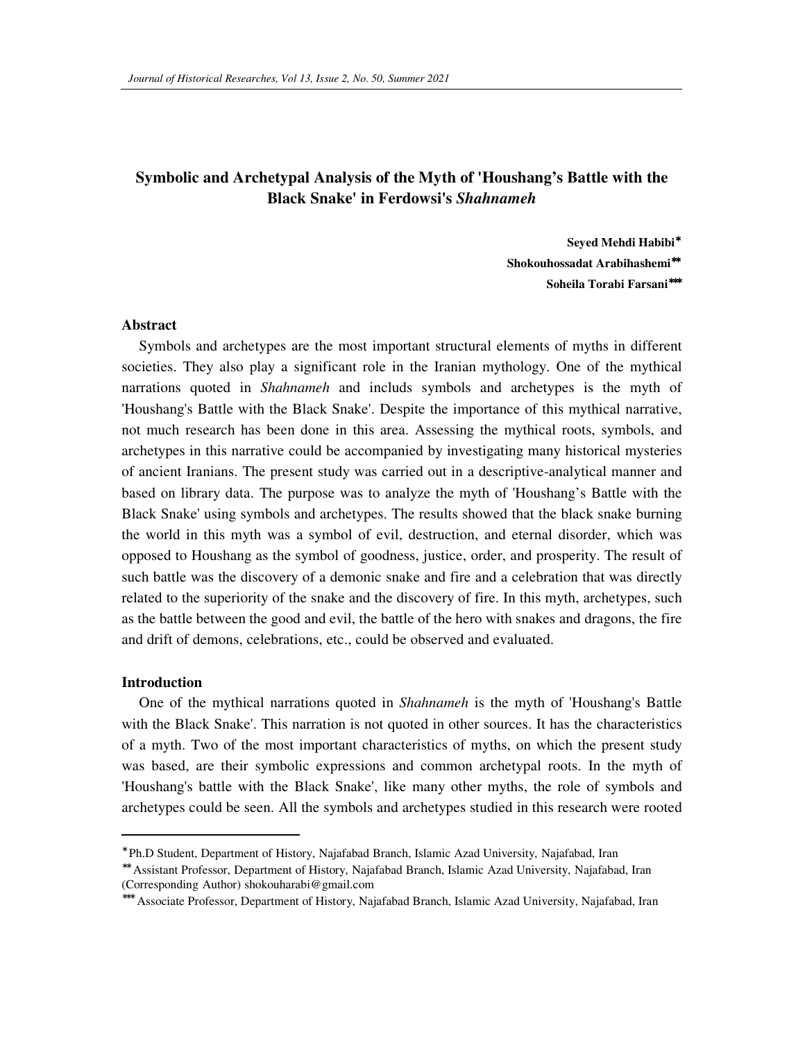# Symbolic and Archetypal Analysis of the Myth of 'Houshang's Battle with the Black Snake' in Ferdowsi's *Shahnameh*

**Seyed Mehdi Habibi***

**Shokouhossadat Arabihashemi****

**Soheila Torabi Farsani*****

## Abstract

Symbols and archetypes are the most important structural elements of myths in different societies. They also play a significant role in the Iranian mythology. One of the mythical narrations quoted in *Shahnameh* and includs symbols and archetypes is the myth of 'Houshang's Battle with the Black Snake'. Despite the importance of this mythical narrative, not much research has been done in this area. Assessing the mythical roots, symbols, and archetypes in this narrative could be accompanied by investigating many historical mysteries of ancient Iranians. The present study was carried out in a descriptive-analytical manner and based on library data. The purpose was to analyze the myth of 'Houshang's Battle with the Black Snake' using symbols and archetypes. The results showed that the black snake burning the world in this myth was a symbol of evil, destruction, and eternal disorder, which was opposed to Houshang as the symbol of goodness, justice, order, and prosperity. The result of such battle was the discovery of a demonic snake and fire and a celebration that was directly related to the superiority of the snake and the discovery of fire. In this myth, archetypes, such as the battle between the good and evil, the battle of the hero with snakes and dragons, the fire and drift of demons, celebrations, etc., could be observed and evaluated.

## Introduction

One of the mythical narrations quoted in *Shahnameh* is the myth of 'Houshang's Battle with the Black Snake'. This narration is not quoted in other sources. It has the characteristics of a myth. Two of the most important characteristics of myths, on which the present study was based, are their symbolic expressions and common archetypal roots. In the myth of 'Houshang's battle with the Black Snake', like many other myths, the role of symbols and archetypes could be seen. All the symbols and archetypes studied in this research were rooted

---

* Ph.D Student, Department of History, Najafabad Branch, Islamic Azad University, Najafabad, Iran

** Assistant Professor, Department of History, Najafabad Branch, Islamic Azad University, Najafabad, Iran (Corresponding Author) shokouharabi@gmail.com

*** Associate Professor, Department of History, Najafabad Branch, Islamic Azad University, Najafabad, Iran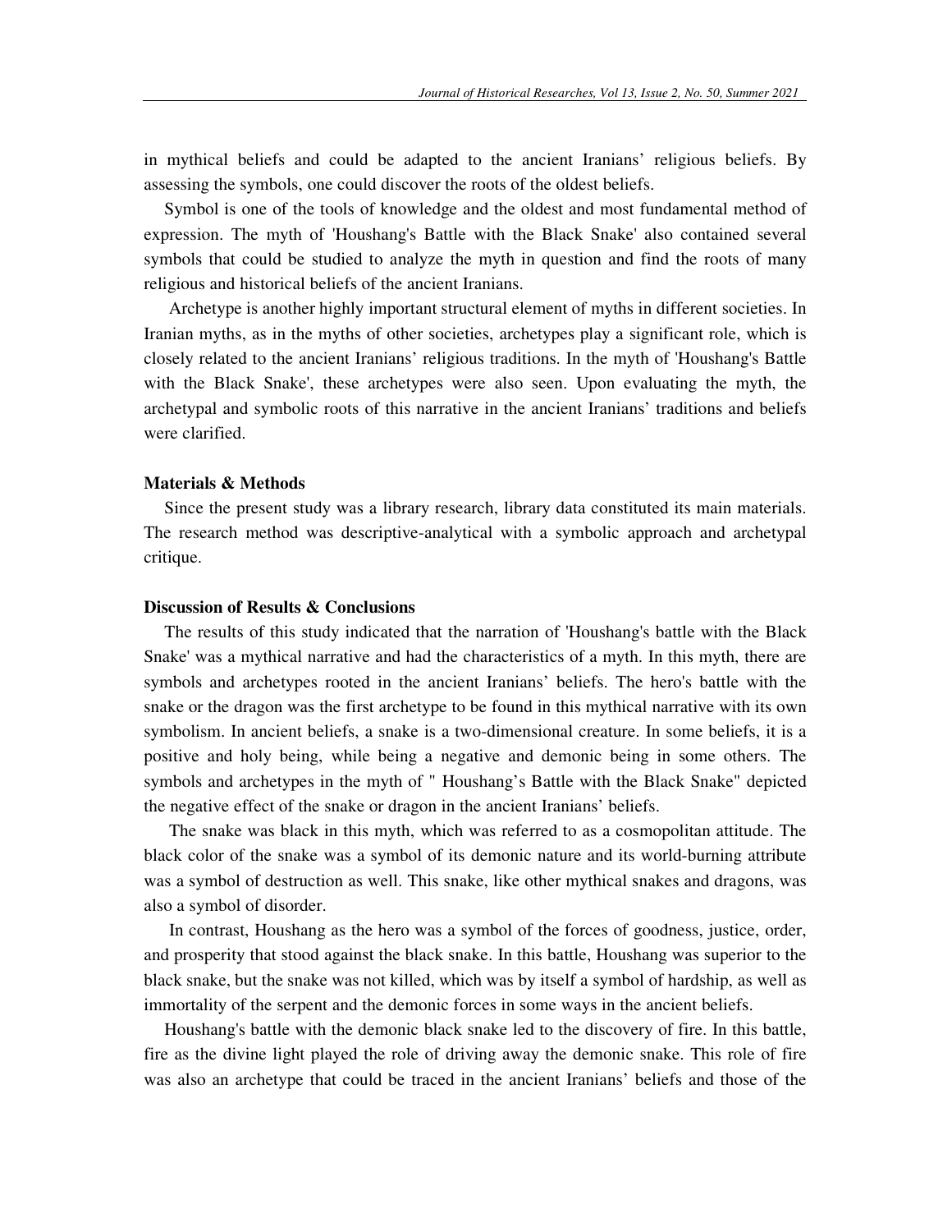in mythical beliefs and could be adapted to the ancient Iranians' religious beliefs. By assessing the symbols, one could discover the roots of the oldest beliefs.

Symbol is one of the tools of knowledge and the oldest and most fundamental method of expression. The myth of 'Houshang's Battle with the Black Snake' also contained several symbols that could be studied to analyze the myth in question and find the roots of many religious and historical beliefs of the ancient Iranians.

Archetype is another highly important structural element of myths in different societies. In Iranian myths, as in the myths of other societies, archetypes play a significant role, which is closely related to the ancient Iranians' religious traditions. In the myth of 'Houshang's Battle with the Black Snake', these archetypes were also seen. Upon evaluating the myth, the archetypal and symbolic roots of this narrative in the ancient Iranians' traditions and beliefs were clarified.

### Materials & Methods

Since the present study was a library research, library data constituted its main materials. The research method was descriptive-analytical with a symbolic approach and archetypal critique.

### Discussion of Results & Conclusions

The results of this study indicated that the narration of 'Houshang's battle with the Black Snake' was a mythical narrative and had the characteristics of a myth. In this myth, there are symbols and archetypes rooted in the ancient Iranians' beliefs. The hero's battle with the snake or the dragon was the first archetype to be found in this mythical narrative with its own symbolism. In ancient beliefs, a snake is a two-dimensional creature. In some beliefs, it is a positive and holy being, while being a negative and demonic being in some others. The symbols and archetypes in the myth of " Houshang's Battle with the Black Snake" depicted the negative effect of the snake or dragon in the ancient Iranians' beliefs.

The snake was black in this myth, which was referred to as a cosmopolitan attitude. The black color of the snake was a symbol of its demonic nature and its world-burning attribute was a symbol of destruction as well. This snake, like other mythical snakes and dragons, was also a symbol of disorder.

In contrast, Houshang as the hero was a symbol of the forces of goodness, justice, order, and prosperity that stood against the black snake. In this battle, Houshang was superior to the black snake, but the snake was not killed, which was by itself a symbol of hardship, as well as immortality of the serpent and the demonic forces in some ways in the ancient beliefs.

Houshang's battle with the demonic black snake led to the discovery of fire. In this battle, fire as the divine light played the role of driving away the demonic snake. This role of fire was also an archetype that could be traced in the ancient Iranians' beliefs and those of the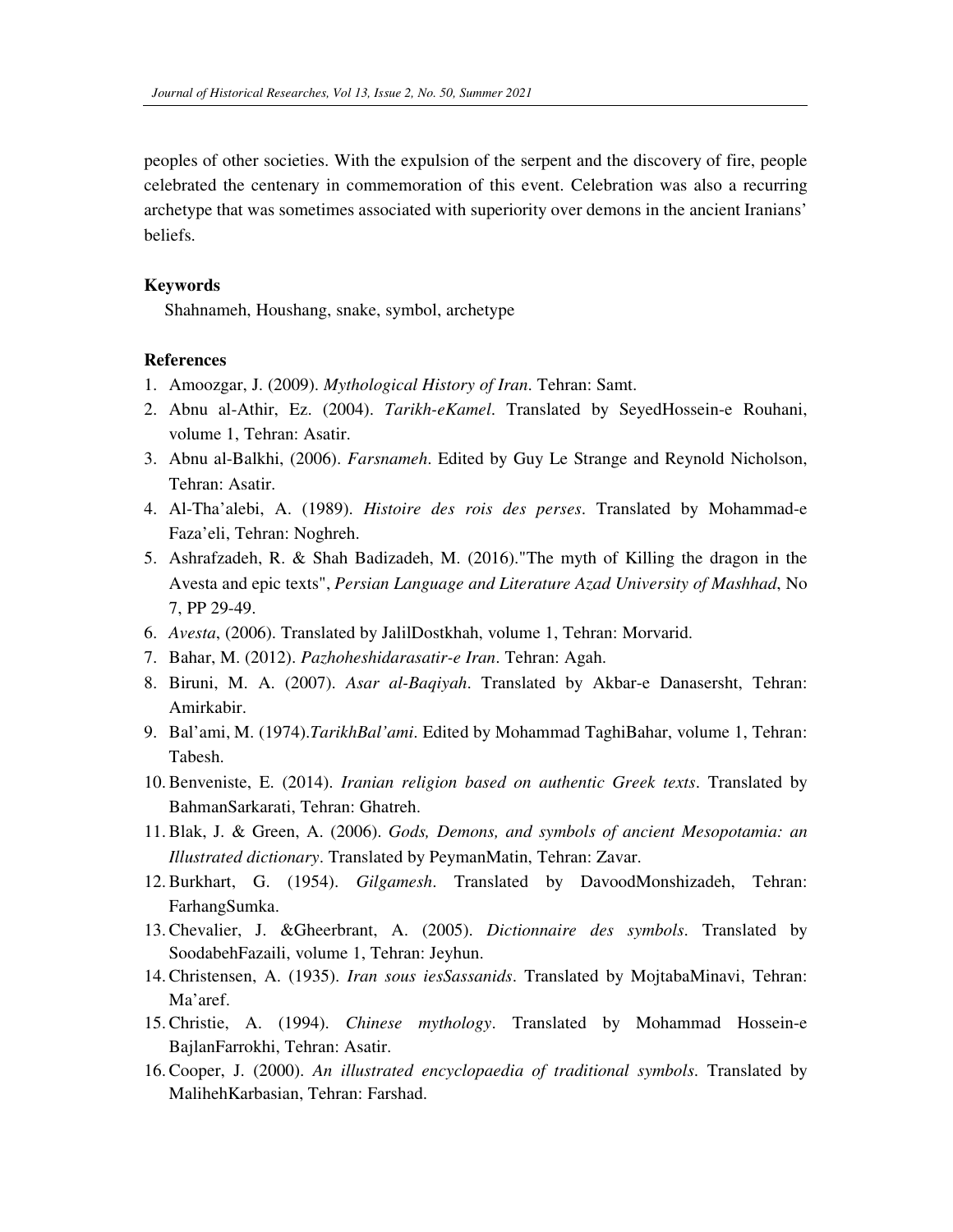peoples of other societies. With the expulsion of the serpent and the discovery of fire, people celebrated the centenary in commemoration of this event. Celebration was also a recurring archetype that was sometimes associated with superiority over demons in the ancient Iranians' beliefs.

### Keywords

Shahnameh, Houshang, snake, symbol, archetype

### References

1. Amoozgar, J. (2009). *Mythological History of Iran*. Tehran: Samt.
2. Abnu al-Athir, Ez. (2004). *Tarikh-eKamel*. Translated by SeyedHossein-e Rouhani, volume 1, Tehran: Asatir.
3. Abnu al-Balkhi, (2006). *Farsnameh*. Edited by Guy Le Strange and Reynold Nicholson, Tehran: Asatir.
4. Al-Tha'alebi, A. (1989). *Histoire des rois des perses*. Translated by Mohammad-e Faza'eli, Tehran: Noghreh.
5. Ashrafzadeh, R. & Shah Badizadeh, M. (2016)."The myth of Killing the dragon in the Avesta and epic texts", *Persian Language and Literature Azad University of Mashhad*, No 7, PP 29-49.
6. *Avesta*, (2006). Translated by JalilDostkhah, volume 1, Tehran: Morvarid.
7. Bahar, M. (2012). *Pazhoheshidarasatir-e Iran*. Tehran: Agah.
8. Biruni, M. A. (2007). *Asar al-Baqiyah*. Translated by Akbar-e Danasersht, Tehran: Amirkabir.
9. Bal'ami, M. (1974).*TarikhBal'ami*. Edited by Mohammad TaghiBahar, volume 1, Tehran: Tabesh.
10. Benveniste, E. (2014). *Iranian religion based on authentic Greek texts*. Translated by BahmanSarkarati, Tehran: Ghatreh.
11. Blak, J. & Green, A. (2006). *Gods, Demons, and symbols of ancient Mesopotamia: an Illustrated dictionary*. Translated by PeymanMatin, Tehran: Zavar.
12. Burkhart, G. (1954). *Gilgamesh*. Translated by DavoodMonshizadeh, Tehran: FarhangSumka.
13. Chevalier, J. &Gheerbrant, A. (2005). *Dictionnaire des symbols*. Translated by SoodabehFazaili, volume 1, Tehran: Jeyhun.
14. Christensen, A. (1935). *Iran sous iesSassanids*. Translated by MojtabaMinavi, Tehran: Ma'aref.
15. Christie, A. (1994). *Chinese mythology*. Translated by Mohammad Hossein-e BajlanFarrokhi, Tehran: Asatir.
16. Cooper, J. (2000). *An illustrated encyclopaedia of traditional symbols*. Translated by MalihehKarbasian, Tehran: Farshad.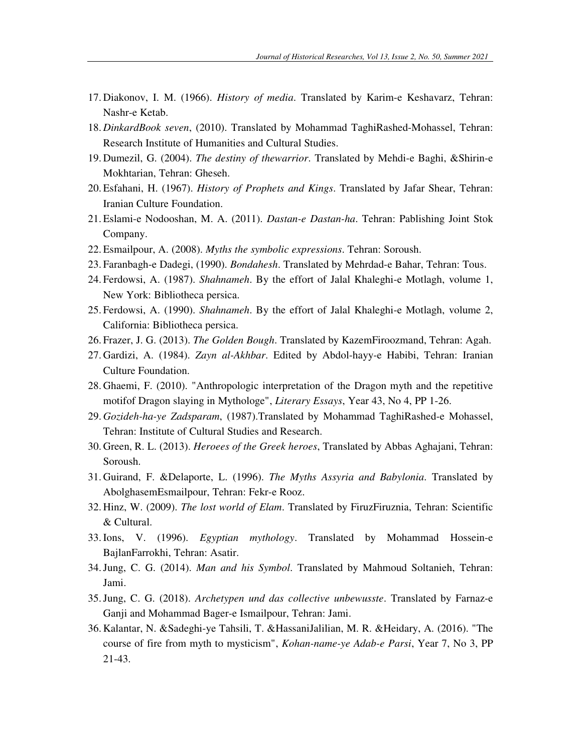17. Diakonov, I. M. (1966). *History of media*. Translated by Karim-e Keshavarz, Tehran: Nashr-e Ketab.
18. *DinkardBook seven*, (2010). Translated by Mohammad TaghiRashed-Mohassel, Tehran: Research Institute of Humanities and Cultural Studies.
19. Dumezil, G. (2004). *The destiny of thewarrior*. Translated by Mehdi-e Baghi, &Shirin-e Mokhtarian, Tehran: Gheseh.
20. Esfahani, H. (1967). *History of Prophets and Kings*. Translated by Jafar Shear, Tehran: Iranian Culture Foundation.
21. Eslami-e Nodooshan, M. A. (2011). *Dastan-e Dastan-ha*. Tehran: Pablishing Joint Stok Company.
22. Esmailpour, A. (2008). *Myths the symbolic expressions*. Tehran: Soroush.
23. Faranbagh-e Dadegi, (1990). *Bondahesh*. Translated by Mehrdad-e Bahar, Tehran: Tous.
24. Ferdowsi, A. (1987). *Shahnameh*. By the effort of Jalal Khaleghi-e Motlagh, volume 1, New York: Bibliotheca persica.
25. Ferdowsi, A. (1990). *Shahnameh*. By the effort of Jalal Khaleghi-e Motlagh, volume 2, California: Bibliotheca persica.
26. Frazer, J. G. (2013). *The Golden Bough*. Translated by KazemFiroozmand, Tehran: Agah.
27. Gardizi, A. (1984). *Zayn al-Akhbar*. Edited by Abdol-hayy-e Habibi, Tehran: Iranian Culture Foundation.
28. Ghaemi, F. (2010). "Anthropologic interpretation of the Dragon myth and the repetitive motifof Dragon slaying in Mythologe", *Literary Essays*, Year 43, No 4, PP 1-26.
29. *Gozideh-ha-ye Zadsparam*, (1987).Translated by Mohammad TaghiRashed-e Mohassel, Tehran: Institute of Cultural Studies and Research.
30. Green, R. L. (2013). *Heroees of the Greek heroes*, Translated by Abbas Aghajani, Tehran: Soroush.
31. Guirand, F. &Delaporte, L. (1996). *The Myths Assyria and Babylonia*. Translated by AbolghasemEsmailpour, Tehran: Fekr-e Rooz.
32. Hinz, W. (2009). *The lost world of Elam*. Translated by FiruzFiruznia, Tehran: Scientific & Cultural.
33. Ions, V. (1996). *Egyptian mythology*. Translated by Mohammad Hossein-e BajlanFarrokhi, Tehran: Asatir.
34. Jung, C. G. (2014). *Man and his Symbol*. Translated by Mahmoud Soltanieh, Tehran: Jami.
35. Jung, C. G. (2018). *Archetypen und das collective unbewusste*. Translated by Farnaz-e Ganji and Mohammad Bager-e Ismailpour, Tehran: Jami.
36. Kalantar, N. &Sadeghi-ye Tahsili, T. &HassaniJalilian, M. R. &Heidary, A. (2016). "The course of fire from myth to mysticism", *Kohan-name-ye Adab-e Parsi*, Year 7, No 3, PP 21-43.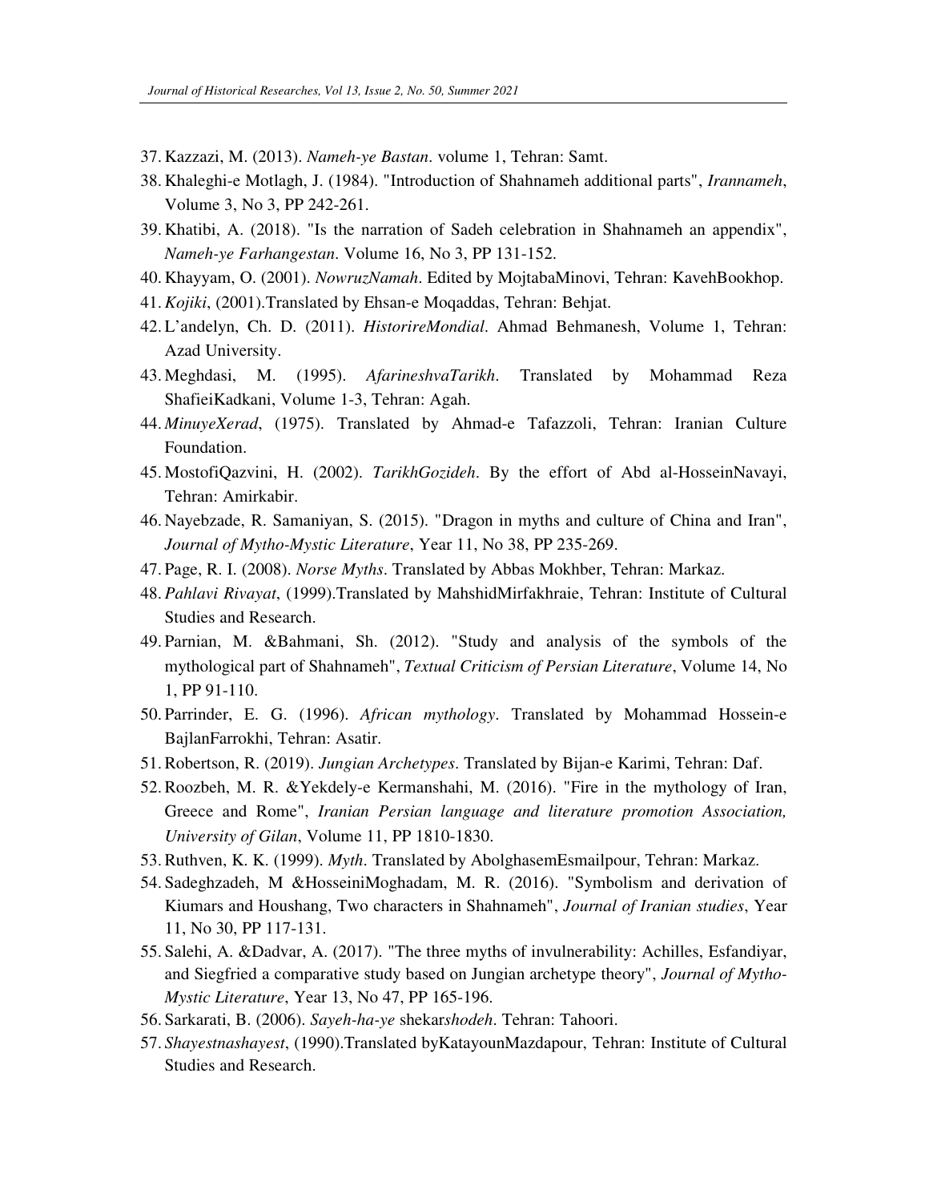37. Kazzazi, M. (2013). *Nameh-ye Bastan*. volume 1, Tehran: Samt.
38. Khaleghi-e Motlagh, J. (1984). "Introduction of Shahnameh additional parts", *Irannameh*, Volume 3, No 3, PP 242-261.
39. Khatibi, A. (2018). "Is the narration of Sadeh celebration in Shahnameh an appendix", *Nameh-ye Farhangestan*. Volume 16, No 3, PP 131-152.
40. Khayyam, O. (2001). *NowruzNamah*. Edited by MojtabaMinovi, Tehran: KavehBookhop.
41. *Kojiki*, (2001).Translated by Ehsan-e Moqaddas, Tehran: Behjat.
42. L'andelyn, Ch. D. (2011). *HistorireMondial*. Ahmad Behmanesh, Volume 1, Tehran: Azad University.
43. Meghdasi, M. (1995). *AfarineshvaTarikh*. Translated by Mohammad Reza ShafieiKadkani, Volume 1-3, Tehran: Agah.
44. *MinuyeXerad*, (1975). Translated by Ahmad-e Tafazzoli, Tehran: Iranian Culture Foundation.
45. MostofiQazvini, H. (2002). *TarikhGozideh*. By the effort of Abd al-HosseinNavayi, Tehran: Amirkabir.
46. Nayebzade, R. Samaniyan, S. (2015). "Dragon in myths and culture of China and Iran", *Journal of Mytho-Mystic Literature*, Year 11, No 38, PP 235-269.
47. Page, R. I. (2008). *Norse Myths*. Translated by Abbas Mokhber, Tehran: Markaz.
48. *Pahlavi Rivayat*, (1999).Translated by MahshidMirfakhraie, Tehran: Institute of Cultural Studies and Research.
49. Parnian, M. &Bahmani, Sh. (2012). "Study and analysis of the symbols of the mythological part of Shahnameh", *Textual Criticism of Persian Literature*, Volume 14, No 1, PP 91-110.
50. Parrinder, E. G. (1996). *African mythology*. Translated by Mohammad Hossein-e BajlanFarrokhi, Tehran: Asatir.
51. Robertson, R. (2019). *Jungian Archetypes*. Translated by Bijan-e Karimi, Tehran: Daf.
52. Roozbeh, M. R. &Yekdely-e Kermanshahi, M. (2016). "Fire in the mythology of Iran, Greece and Rome", *Iranian Persian language and literature promotion Association, University of Gilan*, Volume 11, PP 1810-1830.
53. Ruthven, K. K. (1999). *Myth*. Translated by AbolghasemEsmailpour, Tehran: Markaz.
54. Sadeghzadeh, M &HosseiniMoghadam, M. R. (2016). "Symbolism and derivation of Kiumars and Houshang, Two characters in Shahnameh", *Journal of Iranian studies*, Year 11, No 30, PP 117-131.
55. Salehi, A. &Dadvar, A. (2017). "The three myths of invulnerability: Achilles, Esfandiyar, and Siegfried a comparative study based on Jungian archetype theory", *Journal of Mytho-Mystic Literature*, Year 13, No 47, PP 165-196.
56. Sarkarati, B. (2006). *Sayeh-ha-ye* shekar*shodeh*. Tehran: Tahoori.
57. *Shayestnashayest*, (1990).Translated byKatayounMazdapour, Tehran: Institute of Cultural Studies and Research.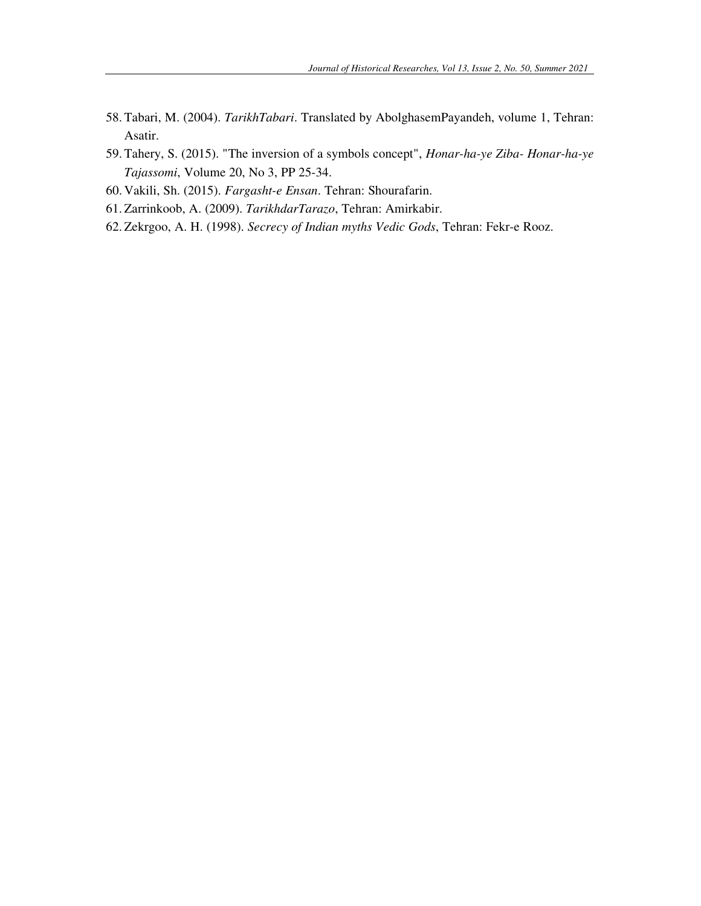58. Tabari, M. (2004). *TarikhTabari*. Translated by AbolghasemPayandeh, volume 1, Tehran: Asatir.
59. Tahery, S. (2015). "The inversion of a symbols concept", *Honar-ha-ye Ziba- Honar-ha-ye Tajassomi*, Volume 20, No 3, PP 25-34.
60. Vakili, Sh. (2015). *Fargasht-e Ensan*. Tehran: Shourafarin.
61. Zarrinkoob, A. (2009). *TarikhdarTarazo*, Tehran: Amirkabir.
62. Zekrgoo, A. H. (1998). *Secrecy of Indian myths Vedic Gods*, Tehran: Fekr-e Rooz.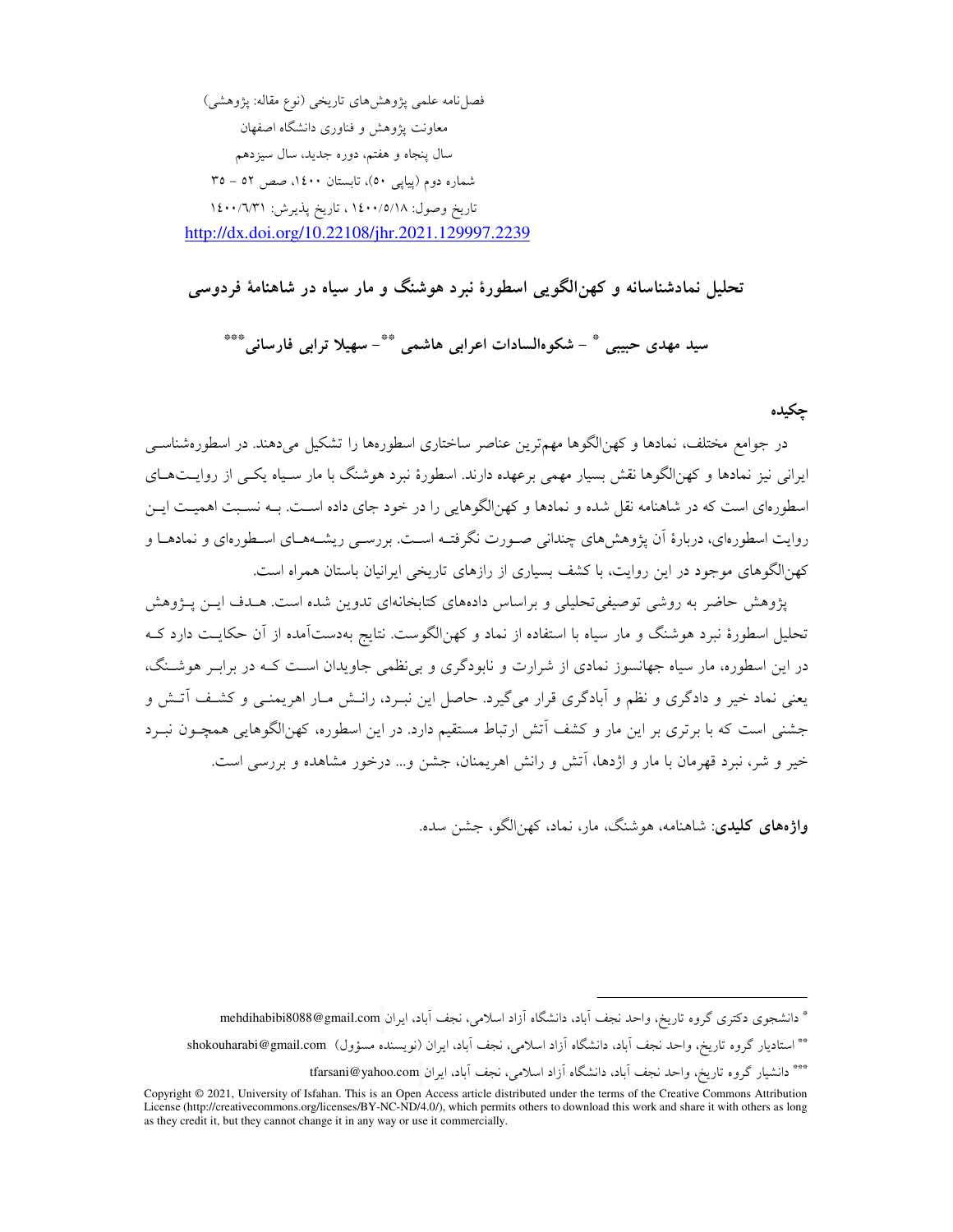فصل‌نامه علمی پژوهش‌های تاریخی (نوع مقاله: پژوهشی)
معاونت پژوهش و فناوری دانشگاه اصفهان
سال پنجاه و هفتم، دوره جدید، سال سیزدهم
شماره دوم (پیاپی ۵۰)، تابستان ۱۴۰۰، صص ۵۲ - ۳۵
تاریخ وصول: ۱۴۰۰/۵/۱۸ ، تاریخ پذیرش: ۱۴۰۰/۶/۳۱
http://dx.doi.org/10.22108/jhr.2021.129997.2239

# تحلیل نمادشناسانه و کهن‌الگویی اسطورهٔ نبرد هوشنگ و مار سیاه در شاهنامهٔ فردوسی

**سید مهدی حبیبی** * **- شکوه‌السادات اعرابی هاشمی** ** **- سهیلا ترابی فارسانی** ***

## چکیده

در جوامع مختلف، نمادها و کهن‌الگوها مهم‌ترین عناصر ساختاری اسطوره‌ها را تشکیل می‌دهند. در اسطوره‌شناسی ایرانی نیز نمادها و کهن‌الگوها نقش بسیار مهمی برعهده دارند. اسطورهٔ نبرد هوشنگ با مار سیاه یکی از روایت‌های اسطوره‌ای است که در شاهنامه نقل شده و نمادها و کهن‌الگوهایی را در خود جای داده است. به نسبت اهمیت این روایت اسطوره‌ای، دربارهٔ آن پژوهش‌های چندانی صورت نگرفته است. بررسی ریشه‌های اسطوره‌ای و نمادها و کهن‌الگوهای موجود در این روایت، با کشف بسیاری از رازهای تاریخی ایرانیان باستان همراه است.

پژوهش حاضر به روشی توصیفی‌تحلیلی و براساس داده‌های کتابخانه‌ای تدوین شده است. هدف این پژوهش تحلیل اسطورهٔ نبرد هوشنگ و مار سیاه با استفاده از نماد و کهن‌الگوست. نتایج به‌دست‌آمده از آن حکایت دارد که در این اسطوره، مار سیاه جهانسوز نمادی از شرارت و نابودگری و بی‌نظمی جاویدان است که در برابر هوشنگ، یعنی نماد خیر و دادگری و نظم و آبادگری قرار می‌گیرد. حاصل این نبرد، رانش مار اهریمنی و کشف آتش و جشنی است که با برتری بر این مار و کشف آتش ارتباط مستقیم دارد. در این اسطوره، کهن‌الگوهایی همچون نبرد خیر و شر، نبرد قهرمان با مار و اژدها، آتش و رانش اهریمنان، جشن و... درخور مشاهده و بررسی است.

**واژه‌های کلیدی**: شاهنامه، هوشنگ، مار، نماد، کهن‌الگو، جشن سده.

---

* دانشجوی دکتری گروه تاریخ، واحد نجف آباد، دانشگاه آزاد اسلامی، نجف آباد، ایران mehdihabibi8088@gmail.com

** استادیار گروه تاریخ، واحد نجف آباد، دانشگاه آزاد اسلامی، نجف آباد، ایران (نویسنده مسؤول) shokouharabi@gmail.com

*** دانشیار گروه تاریخ، واحد نجف آباد، دانشگاه آزاد اسلامی، نجف آباد، ایران tfarsani@yahoo.com

Copyright © 2021, University of Isfahan. This is an Open Access article distributed under the terms of the Creative Commons Attribution License (http://creativecommons.org/licenses/BY-NC-ND/4.0/), which permits others to download this work and share it with others as long as they credit it, but they cannot change it in any way or use it commercially.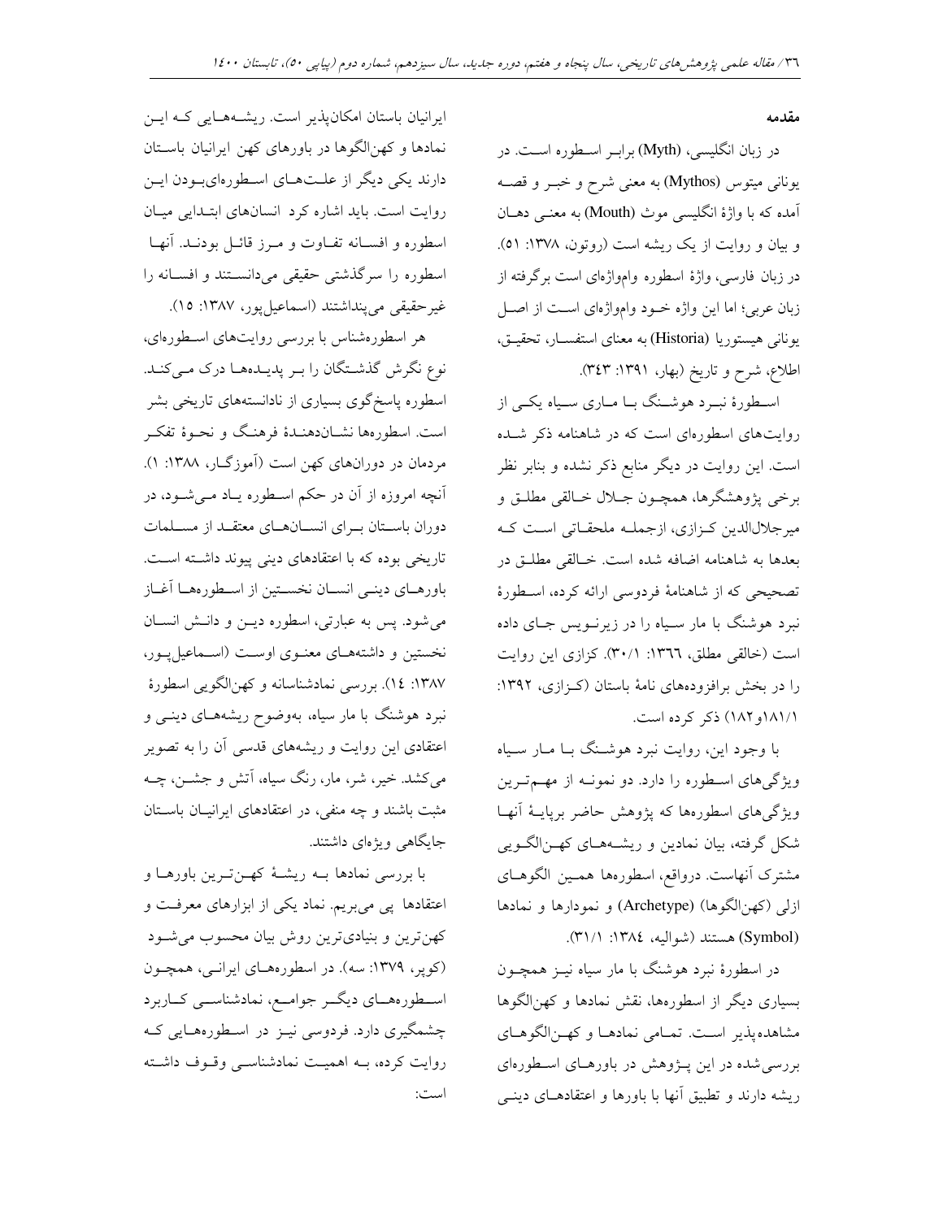## مقدمه

در زبان انگلیسی، (Myth) برابر اسطوره است. در یونانی میتوس (Mythos) به معنی شرح و خبر و قصه آمده که با واژهٔ انگلیسی موث (Mouth) به معنی دهان و بیان و روایت از یک ریشه است (روتون، ۱۳۷۸: ۵۱). در زبان فارسی، واژهٔ اسطوره وامواژه‌ای است برگرفته از زبان عربی؛ اما این واژه خود وامواژه‌ای است از اصل یونانی هیستوریا (Historia) به معنای استفسار، تحقیق، اطلاع، شرح و تاریخ (بهار، ۱۳۹۱: ۳۴۳).

اسطورهٔ نبرد هوشنگ با ماری سیاه یکی از روایت‌های اسطوره‌ای است که در شاهنامه ذکر شده است. این روایت در دیگر منابع ذکر نشده و بنابر نظر برخی پژوهشگرها، همچون جلال خالقی مطلق و میرجلال‌الدین کزازی، ازجمله ملحقاتی است که بعدها به شاهنامه اضافه شده است. خالقی مطلق در تصحیحی که از شاهنامهٔ فردوسی ارائه کرده، اسطورهٔ نبرد هوشنگ با مار سیاه را در زیرنویس جای داده است (خالقی مطلق، ۱۳۶۶: ۳۰/۱). کزازی این روایت را در بخش برافزوده‌های نامهٔ باستان (کزازی، ۱۳۹۲: ۱۸۱/۱و۱۸۲) ذکر کرده است.

با وجود این، روایت نبرد هوشنگ با مار سیاه ویژگی‌های اسطوره را دارد. دو نمونه از مهم‌ترین ویژگی‌های اسطوره‌ها که پژوهش حاضر برپایهٔ آنها شکل گرفته، بیان نمادین و ریشه‌های کهن‌الگویی مشترک آنهاست. درواقع، اسطوره‌ها همین الگوهای ازلی (کهن‌الگوها) (Archetype) و نمودارها و نمادها (Symbol) هستند (شوالیه، ۱۳۸۴: ۳۱/۱).

در اسطورهٔ نبرد هوشنگ با مار سیاه نیز همچون بسیاری دیگر از اسطوره‌ها، نقش نمادها و کهن‌الگوها مشاهده‌پذیر است. تمامی نمادها و کهن‌الگوهای بررسی‌شده در این پژوهش در باورهای اسطوره‌ای ریشه دارند و تطبیق آنها با باورها و اعتقادهای دینی ایرانیان باستان امکان‌پذیر است. ریشه‌هایی که این نمادها و کهن‌الگوها در باورهای کهن ایرانیان باستان دارند یکی دیگر از علت‌های اسطوره‌ای‌بودن این روایت است. باید اشاره کرد انسان‌های ابتدایی میان اسطوره و افسانه تفاوت و مرز قائل بودند. آنها اسطوره را سرگذشتی حقیقی می‌دانستند و افسانه را غیرحقیقی می‌پنداشتند (اسماعیل‌پور، ۱۳۸۷: ۱۵).

هر اسطوره‌شناس با بررسی روایت‌های اسطوره‌ای، نوع نگرش گذشتگان را بر پدیده‌ها درک می‌کند. اسطوره پاسخ‌گوی بسیاری از نادانسته‌های تاریخی بشر است. اسطوره‌ها نشان‌دهندهٔ فرهنگ و نحوهٔ تفکر مردمان در دوران‌های کهن است (آموزگار، ۱۳۸۸: ۱). آنچه امروزه از آن در حکم اسطوره یاد می‌شود، در دوران باستان برای انسان‌های معتقد از مسلمات تاریخی بوده که با اعتقادهای دینی پیوند داشته است. باورهای دینی انسان نخستین از اسطوره‌ها آغاز می‌شود. پس به عبارتی، اسطوره دین و دانش انسان نخستین و داشته‌های معنوی اوست (اسماعیل‌پور، ۱۳۸۷: ۱۴). بررسی نمادشناسانه و کهن‌الگویی اسطورهٔ نبرد هوشنگ با مار سیاه، به‌وضوح ریشه‌های دینی و اعتقادی این روایت و ریشه‌های قدسی آن را به تصویر می‌کشد. خیر، شر، مار، رنگ سیاه، آتش و جشن، چه مثبت باشند و چه منفی، در اعتقادهای ایرانیان باستان جایگاهی ویژه‌ای داشتند.

با بررسی نمادها به ریشهٔ کهن‌ترین باورها و اعتقادها پی می‌بریم. نماد یکی از ابزارهای معرفت و کهن‌ترین و بنیادی‌ترین روش بیان محسوب می‌شود (کوپر، ۱۳۷۹: سه). در اسطوره‌های ایرانی، همچون اسطوره‌های دیگر جوامع، نمادشناسی کاربرد چشمگیری دارد. فردوسی نیز در اسطوره‌هایی که روایت کرده، به اهمیت نمادشناسی وقوف داشته است: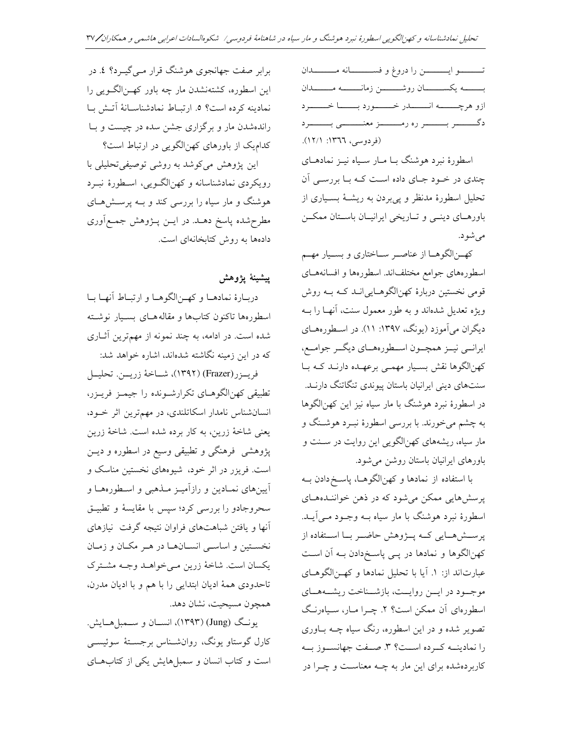تو این را دروغ و فسانه مدان
به یکسان روشن زمانه مدان
ازو هرچه اندر خورد با خرد
دگر بر ره رمز معنی برد
(فردوسی، ۱۳۶۶: ۱۲/۱).

اسطورهٔ نبرد هوشنگ با مار سیاه نیز نمادهای چندی در خود جای داده است که با بررسی آن تحلیل اسطورهٔ مدنظر و پی‌بردن به ریشهٔ بسیاری از باورهای دینی و تاریخی ایرانیان باستان ممکن می‌شود.

کهن‌الگوها از عناصر ساختاری و بسیار مهم اسطوره‌های جوامع مختلف‌اند. اسطوره‌ها و افسانه‌های قومی نخستین دربارهٔ کهن‌الگوهایی‌اند که به روش ویژه تعدیل شده‌اند و به طور معمول سنت، آنها را به دیگران می‌آموزد (یونگ، ۱۳۹۷: ۱۱). در اسطوره‌های ایرانی نیز همچون اسطوره‌های دیگر جوامع، کهن‌الگوها نقش بسیار مهمی برعهده دارند که با سنت‌های دینی ایرانیان باستان پیوندی تنگاتنگ دارند. در اسطورهٔ نبرد هوشنگ با مار سیاه نیز این کهن‌الگوها به چشم می‌خورند. با بررسی اسطورهٔ نبرد هوشنگ و مار سیاه، ریشه‌های کهن‌الگویی این روایت در سنت و باورهای ایرانیان باستان روشن می‌شود.

با استفاده از نمادها و کهن‌الگوها، پاسخ‌دادن به پرسش‌هایی ممکن می‌شود که در ذهن خوانندهٔ اسطورهٔ نبرد هوشنگ با مار سیاه به وجود می‌آید. پرسش‌هایی که پژوهش حاضر با استفاده از کهن‌الگوها و نمادها در پی پاسخ‌دادن به آن است عبارت‌اند از: ۱. آیا با تحلیل نمادها و کهن‌الگوهای موجود در این روایت، بازشناخت ریشه‌های اسطوره‌ای آن ممکن است؟ ۲. چرا مار، سیاه‌رنگ تصویر شده و در این اسطوره، رنگ سیاه چه باوری را نمادینه کرده است؟ ۳. صفت جهانسوز به کاربرده‌شده برای این مار به چه معناست و چرا در برابر صفت جهانجوی هوشنگ قرار می‌گیرد؟ ٤. در این اسطوره، کشته‌نشدن مار چه باور کهن‌الگویی را نمادینه کرده است؟ ٥. ارتباط نمادشناسانهٔ آتش با رانده‌شدن مار و برگزاری جشن سده در چیست و با کدام‌یک از باورهای کهن‌الگویی در ارتباط است؟

این پژوهش می‌کوشد به روشی توصیفی‌تحلیلی با رویکردی نمادشناسانه و کهن‌الگویی، اسطورهٔ نبرد هوشنگ و مار سیاه را بررسی کند و به پرسش‌های مطرح‌شده پاسخ دهد. در این پژوهش جمع‌آوری داده‌ها به روش کتابخانه‌ای است.

## پیشینهٔ پژوهش

دربارهٔ نمادها و کهن‌الگوها و ارتباط آنها با اسطوره‌ها تاکنون کتاب‌ها و مقاله‌های بسیار نوشته شده است. در ادامه، به چند نمونه از مهم‌ترین آثاری که در این زمینه نگاشته شده‌اند، اشاره خواهد شد:

فریزر (Frazer) (۱۳۹۲)، شاخهٔ زرین. تحلیل تطبیقی کهن‌الگوهای تکرارشونده را جیمز فریزر، انسان‌شناس نامدار اسکاتلندی، در مهم‌ترین اثر خود، یعنی شاخهٔ زرین، به کار برده است. شاخهٔ زرین پژوهشی فرهنگی و تطبیقی وسیع در اسطوره و دین است. فریزر در اثر خود، شیوه‌های نخستین مناسک و آیین‌های نمادین و رازآمیز مذهبی و اسطوره‌ها و سحروجادو را بررسی کرد؛ سپس با مقایسهٔ و تطبیق آنها و یافتن شباهت‌های فراوان نتیجه گرفت نیازهای نخستین و اساسی انسان‌ها در هر مکان و زمان یکسان است. شاخهٔ زرین می‌خواهد وجه مشترک تاحدودی همهٔ ادیان ابتدایی را با هم و با ادیان مدرن، همچون مسیحیت، نشان دهد.

یونگ (Jung) (۱۳۹۳)، انسان و سمبل‌هایش. کارل گوستاو یونگ، روانشناس برجستهٔ سوئیسی است و کتاب انسان و سمبل‌هایش یکی از کتاب‌های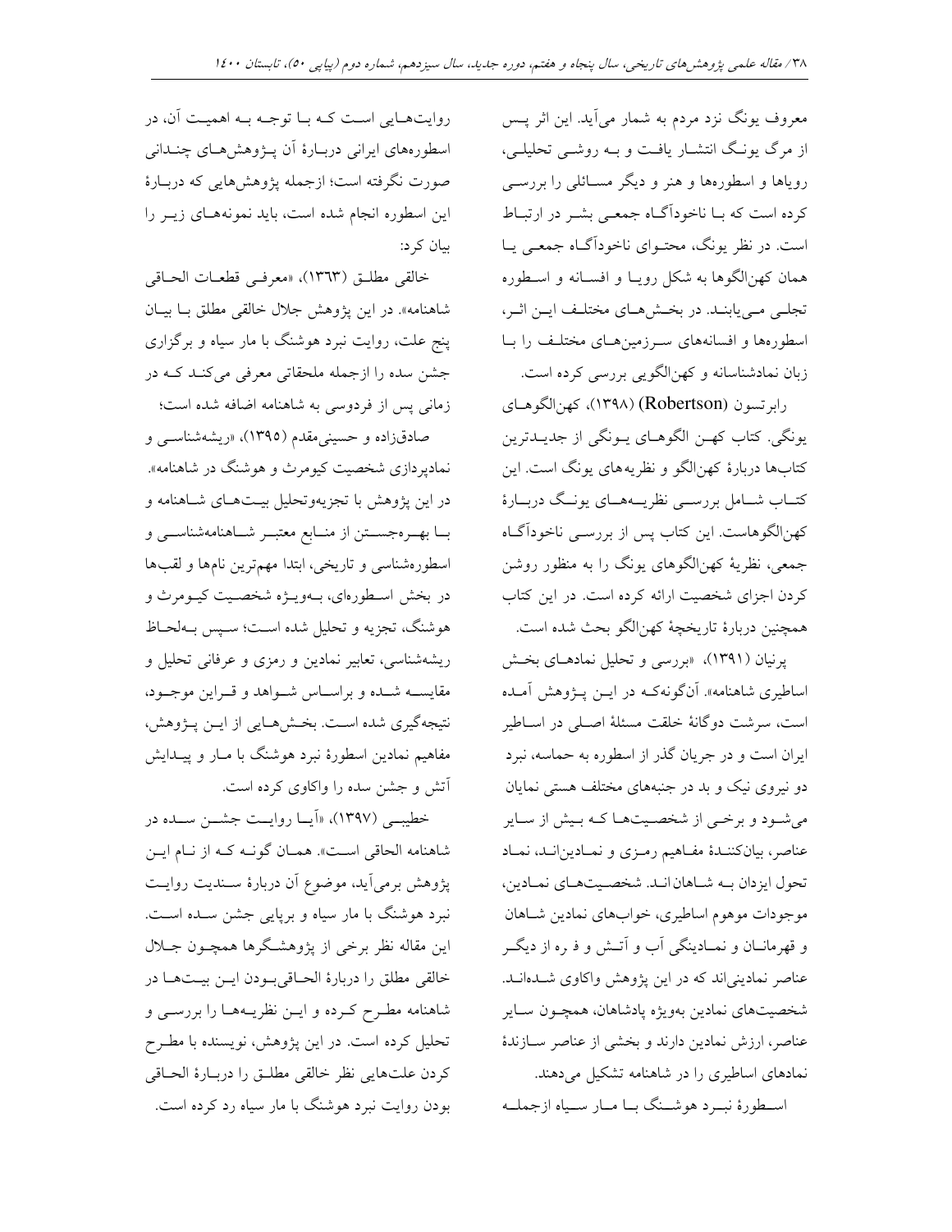معروف یونگ نزد مردم به شمار می‌آید. این اثر پس از مرگ یونگ انتشار یافت و به روشی تحلیلی، رویاها و اسطوره‌ها و هنر و دیگر مسائلی را بررسی کرده است که با ناخودآگاه جمعی بشر در ارتباط است. در نظر یونگ، محتوای ناخودآگاه جمعی یا همان کهن‌الگوها به شکل رویا و افسانه و اسطوره تجلی می‌یابند. در بخش‌های مختلف این اثر، اسطوره‌ها و افسانه‌های سرزمین‌های مختلف را با زبان نمادشناسانه و کهن‌الگویی بررسی کرده است.

رابرتسون (Robertson) (۱۳۹۸)، کهن‌الگوهای یونگی. کتاب کهن الگوهای یونگی از جدیدترین کتاب‌ها دربارهٔ کهن‌الگو و نظریه‌های یونگ است. این کتاب شامل بررسی نظریه‌های یونگ دربارهٔ کهن‌الگوهاست. این کتاب پس از بررسی ناخودآگاه جمعی، نظریهٔ کهن‌الگوهای یونگ را به منظور روشن کردن اجزای شخصیت ارائه کرده است. در این کتاب همچنین دربارهٔ تاریخچهٔ کهن‌الگو بحث شده است.

پرنیان (۱۳۹۱)، «بررسی و تحلیل نمادهای بخش اساطیری شاهنامه». آن‌گونه‌که در این پژوهش آمده است، سرشت دوگانهٔ خلقت مسئلهٔ اصلی در اساطیر ایران است و در جریان گذر از اسطوره به حماسه، نبرد دو نیروی نیک و بد در جنبه‌های مختلف هستی نمایان می‌شود و برخی از شخصیت‌ها که بیش از سایر عناصر، بیان‌کنندهٔ مفاهیم رمزی و نمادین‌اند، نماد تحول ایزدان به شاهان‌اند. شخصیت‌های نمادین، موجودات موهوم اساطیری، خواب‌های نمادین شاهان و قهرمانان و نمادینگی آب و آتش و فره از دیگر عناصر نمادینی‌اند که در این پژوهش واکاوی شده‌اند. شخصیت‌های نمادین به‌ویژه پادشاهان، همچون سایر عناصر، ارزش نمادین دارند و بخشی از عناصر سازندهٔ نمادهای اساطیری را در شاهنامه تشکیل می‌دهند.

اسطورهٔ نبرد هوشنگ با مار سیاه ازجمله روایت‌هایی است که با توجه به اهمیت آن، در اسطوره‌های ایرانی دربارهٔ آن پژوهش‌های چندانی صورت نگرفته است؛ ازجمله پژوهش‌هایی که دربارهٔ این اسطوره انجام شده است، باید نمونه‌های زیر را بیان کرد:

خالقی مطلق (۱۳۶۳)، «معرفی قطعات الحاقی شاهنامه». در این پژوهش جلال خالقی مطلق با بیان پنج علت، روایت نبرد هوشنگ با مار سیاه و برگزاری جشن سده را ازجمله ملحقاتی معرفی می‌کند که در زمانی پس از فردوسی به شاهنامه اضافه شده است؛

صادق‌زاده و حسینی‌مقدم (۱۳۹۵)، «ریشه‌شناسی و نمادپردازی شخصیت کیومرث و هوشنگ در شاهنامه». در این پژوهش با تجزیه‌وتحلیل بیت‌های شاهنامه و با بهره‌جستن از منابع معتبر شاهنامه‌شناسی و اسطوره‌شناسی و تاریخی، ابتدا مهم‌ترین نام‌ها و لقب‌ها در بخش اسطوره‌ای، به‌ویژه شخصیت کیومرث و هوشنگ، تجزیه و تحلیل شده است؛ سپس به‌لحاظ ریشه‌شناسی، تعابیر نمادین و رمزی و عرفانی تحلیل و مقایسه شده و براساس شواهد و قراین موجود، نتیجه‌گیری شده است. بخش‌هایی از این پژوهش، مفاهیم نمادین اسطورهٔ نبرد هوشنگ با مار و پیدایش آتش و جشن سده را واکاوی کرده است.

خطیبی (۱۳۹۷)، «آیا روایت جشن سده در شاهنامه الحاقی است». همان گونه که از نام این پژوهش برمی‌آید، موضوع آن دربارهٔ سندیت روایت نبرد هوشنگ با مار سیاه و برپایی جشن سده است. این مقاله نظر برخی از پژوهشگرها همچون جلال خالقی مطلق را دربارهٔ الحاقی‌بودن این بیت‌ها در شاهنامه مطرح کرده و این نظریه‌ها را بررسی و تحلیل کرده است. در این پژوهش، نویسنده با مطرح کردن علت‌هایی نظر خالقی مطلق را دربارهٔ الحاقی بودن روایت نبرد هوشنگ با مار سیاه رد کرده است.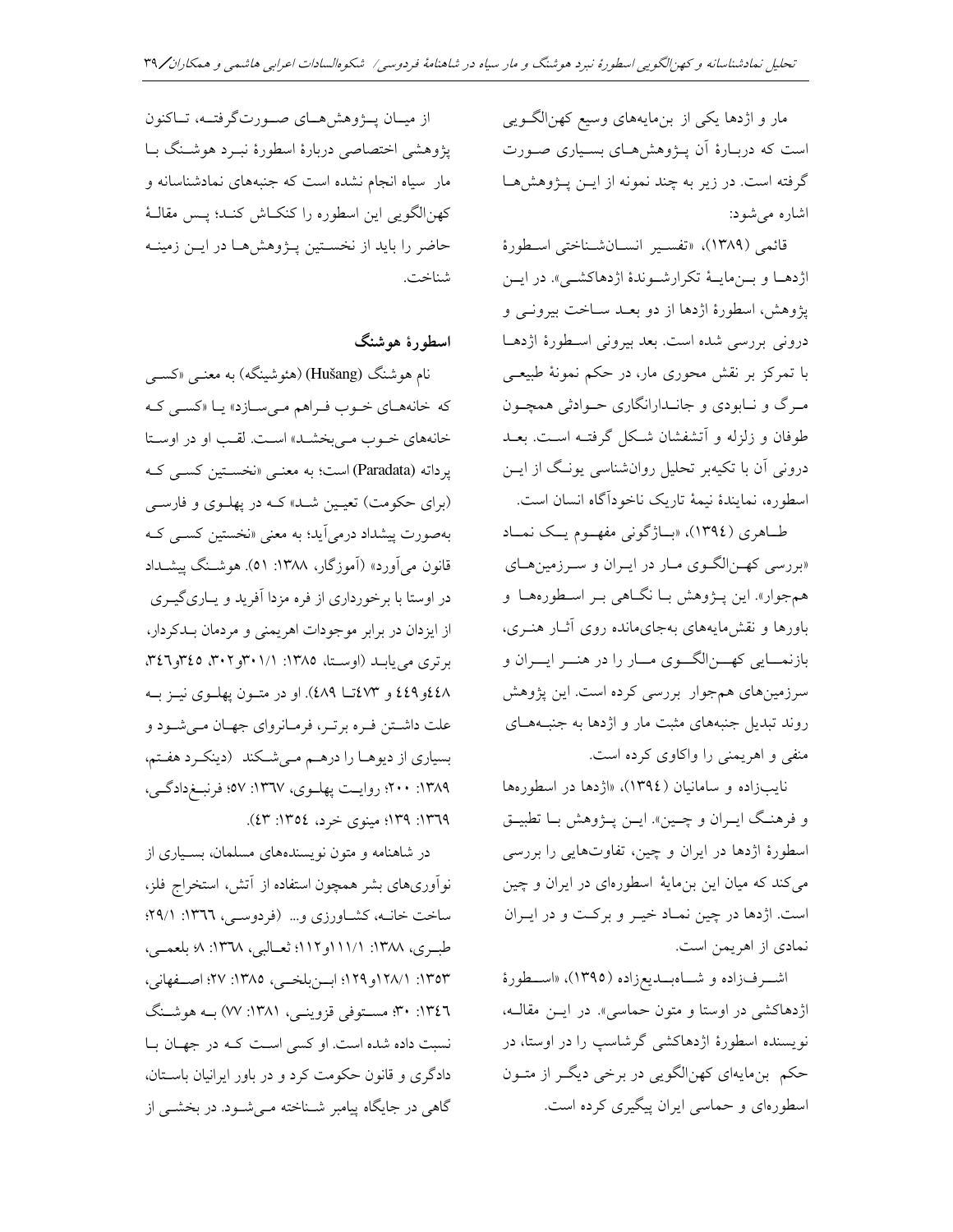مار و اژدها یکی از بن‌مایه‌های وسیع کهن‌الگویی است که دربارهٔ آن پـژوهش‌هـای بسـیاری صـورت گرفته است. در زیر به چند نمونه از ایـن پـژوهش‌هـا اشاره می‌شود:

قائمی (۱۳۸۹)، «تفسیر انسـان‌شـناختی اسـطورهٔ اژدهـا و بـن‌مایـهٔ تکرارشـوندهٔ اژدهاکشـی». در ایـن پژوهش، اسطورهٔ اژدها از دو بعـد سـاخت بیرونـی و درونی بررسی شده است. بعد بیرونی اسـطورهٔ اژدهـا با تمرکز بر نقش محوری مار، در حکم نمونهٔ طبیعـی مـرگ و نـابودی و جانـدارانگاری حـوادثی همچـون طوفان و زلزله و آتشفشان شـکل گرفتـه اسـت. بعـد درونی آن با تکیه‌بر تحلیل روان‌شناسی یونـگ از ایـن اسطوره، نمایندهٔ نیمهٔ تاریک ناخودآگاه انسان است.

طـاهری (۱۳۹۴)، «بـازگونی مفهـوم یـک نمـاد «بررسی کهـن‌الگـوی مـار در ایـران و سـرزمین‌هـای همجوار». این پـژوهش بـا نگـاهی بـر اسـطوره‌هـا و باورها و نقش‌مایه‌های به‌جای‌مانده روی آثـار هنـری، بازنمـایی کهـن‌الگـوی مـار را در هنـر ایـران و سرزمین‌های هم‌جوار بررسی کرده است. این پژوهش روند تبدیل جنبه‌های مثبت مار و اژدها به جنبـه‌هـای منفی و اهریمنی را واکاوی کرده است.

نایب‌زاده و سامانیان (۱۳۹٤)، «اژدها در اسطوره‌ها و فرهنـگ ایـران و چـین». ایـن پـژوهش بـا تطبیـق اسطورهٔ اژدها در ایران و چین، تفاوت‌هایی را بررسی می‌کند که میان این بن‌مایهٔ اسطوره‌ای در ایران و چین است. اژدها در چین نمـاد خیـر و برکـت و در ایـران نمادی از اهریمن است.

اشـرف‌زاده و شـاه‌بـدیع‌زاده (۱۳۹۵)، «اسـطورهٔ اژدهاکشی در اوستا و متون حماسی». در ایـن مقالـه، نویسنده اسطورهٔ اژدهاکشی گرشاسپ را در اوستا، در حکم بن‌مایه‌ای کهن‌الگویی در برخی دیگـر از متـون اسطوره‌ای و حماسی ایران پیگیری کرده است.

از میـان پـژوهش‌هـای صـورت‌گرفتـه، تـاکنون پژوهشی اختصاصی دربارهٔ اسطورهٔ نبـرد هوشـنگ بـا مار سیاه انجام نشده است که جنبه‌های نمادشناسانه و کهن‌الگویی این اسطوره را کنکـاش کنـد؛ پـس مقالـهٔ حاضر را باید از نخسـتین پـژوهش‌هـا در ایـن زمینـه شناخت.

## اسطورهٔ هوشنگ

نام هوشنگ (Hušang) (هئوشینگه) به معنـی «کسـی که خانه‌هـای خـوب فـراهم مـی‌سـازد» یـا «کسـی کـه خانه‌های خـوب مـی‌بخشـد» اسـت. لقـب او در اوسـتا پرداته (Paradata) است؛ به معنـی «نخسـتین کسـی کـه (برای حکومت) تعیـین شـد» کـه در پهلـوی و فارسـی به‌صورت پیشداد درمی‌آید؛ به معنی «نخستین کسـی کـه قانون می‌آورد» (آموزگار، ۱۳۸۸: ۵۱). هوشـنگ پیشـداد در اوستا با برخورداری از فره مزدا آفرید و یـاری‌گیـری از ایزدان در برابر موجودات اهریمنی و مردمان بـدکردار، برتری می‌یابـد (اوسـتا، ۱۳۸۵: ۳۰۱/۱و۳۰۲، ۳٤۵و۳٤٦، ٤٤۸و٤٤۹ و ٤۷۳تـا ٤۸۹). او در متـون پهلـوی نیـز بـه علت داشـتن فـره برتـر، فرمـانروای جهـان مـی‌شـود و بسیاری از دیوهـا را درهـم مـی‌شـکند (دینکـرد هفـتم، ۱۳۸۹: ۲۰۰؛ روایـت پهلـوی، ۱۳٦۷: ۵۷؛ فرنبـغ‌دادگـی، ۱۳٦۹: ۱۳۹؛ مینوی خرد، ۱۳۵٤: ٤۳).

در شاهنامه و متون نویسنده‌های مسلمان، بسـیاری از نوآوری‌های بشر همچون استفاده از آتش، استخراج فلز، ساخت خانـه، کشـاورزی و... (فردوسـی، ۱۳٦٦: ۲۹/۱؛ طبـری، ۱۳۸۸: ۱۱۱/۱و۱۱۲؛ ثعـالبی، ۱۳٦۸: ۸؛ بلعمـی، ۱۳۵۳: ۱۲۸/۱و۱۲۹؛ ابـن‌بلخـی، ۱۳۸۵: ۲۷؛ اصـفهانی، ۱۳٤٦: ۳۰؛ مسـتوفی قزوینـی، ۱۳۸۱: ۷۷) بـه هوشـنگ نسبت داده شده است. او کسی اسـت کـه در جهـان بـا دادگری و قانون حکومت کرد و در باور ایرانیان باسـتان، گاهی در جایگاه پیامبر شـناخته مـی‌شـود. در بخشـی از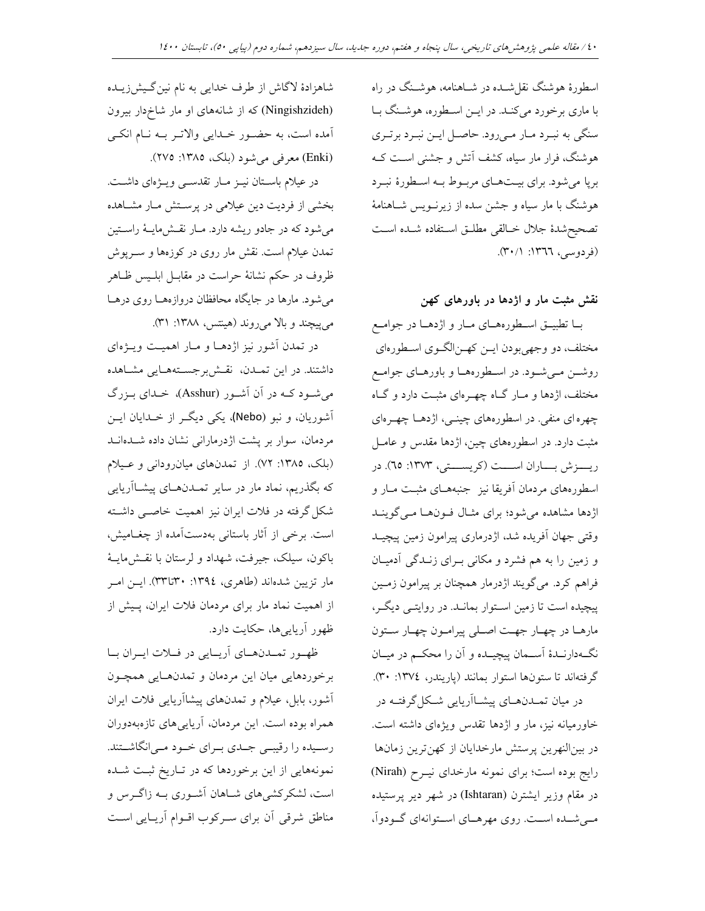اسطورهٔ هوشنگ نقل‌شده در شاهنامه، هوشنگ در راه با ماری برخورد می‌کند. در این اسطوره، هوشنگ با سنگی به نبرد مار می‌رود. حاصل این نبرد برتری هوشنگ، فرار مار سیاه، کشف آتش و جشنی است که برپا می‌شود. برای بیت‌های مربوط به اسطورهٔ نبرد هوشنگ با مار سیاه و جشن سده از زیرنویس شاهنامهٔ تصحیح‌شدهٔ جلال خالقی مطلق استفاده شده است (فردوسی، ۱۳۶۶: ۳۰/۱).

**نقش مثبت مار و اژدها در باورهای کهن**

با تطبیق اسطوره‌های مار و اژدها در جوامع مختلف، دو وجهی‌بودن این کهن‌الگوی اسطوره‌ای روشن می‌شود. در اسطوره‌ها و باورهای جوامع مختلف، اژدها و مار گاه چهره‌ای مثبت دارد و گاه چهره‌ای منفی. در اسطوره‌های چینی، اژدها چهره‌ای مثبت دارد. در اسطوره‌های چین، اژدها مقدس و عامل ریزش باران است (کریستی، ۱۳۷۳: ۶۵). در اسطوره‌های مردمان آفریقا نیز جنبه‌های مثبت مار و اژدها مشاهده می‌شود؛ برای مثال فون‌ها می‌گویند وقتی جهان آفریده شد، اژدرماری پیرامون زمین پیچید و زمین را به هم فشرد و مکانی برای زندگی آدمیان فراهم کرد. می‌گویند اژدرمار همچنان بر پیرامون زمین پیچیده است تا زمین استوار بماند. در روایتی دیگر، مارها در چهار جهت اصلی پیرامون چهار ستون نگه‌دارندهٔ آسمان پیچیده و آن را محکم در میان گرفته‌اند تا ستون‌ها استوار بمانند (پاریندر، ۱۳۷۴: ۳۰).

در میان تمدن‌های پیشاآریایی شکل‌گرفته در خاورمیانه نیز، مار و اژدها تقدس ویژه‌ای داشته است. در بین‌النهرین پرستش مارخدایان از کهن‌ترین زمان‌ها رایج بوده است؛ برای نمونه مارخدای نیرح (Nirah) در مقام وزیر ایشترن (Ishtaran) در شهر دیر پرستیده می‌شده است. روی مهرهای استوانه‌ای گودوآ، شاهزادهٔ لاگاش از طرف خدایی به نام نین‌گیش‌زیده (Ningishzideh) که از شانه‌های او مار شاخ‌دار بیرون آمده است، به حضور خدایی والاتر به نام انکی (Enki) معرفی می‌شود (بلک، ۱۳۸۵: ۲۷۵).

در عیلام باستان نیز مار تقدسی ویژه‌ای داشت. بخشی از فردیت دین عیلامی در پرستش مار مشاهده می‌شود که در جادو ریشه دارد. مار نقش‌مایهٔ راستین تمدن عیلام است. نقش مار روی کوزه‌ها و سرپوش ظروف در حکم نشانهٔ حراست در مقابل ابلیس ظاهر می‌شود. مارها در جایگاه محافظان دروازه‌ها روی درها می‌پیچند و بالا می‌روند (هینتس، ۱۳۸۸: ۳۱).

در تمدن آشور نیز اژدها و مار اهمیت ویژه‌ای داشتند. در این تمدن، نقش‌برجسته‌هایی مشاهده می‌شود که در آن آشور (Asshur)، خدای بزرگ آشوریان، و نبو (Nebo)، یکی دیگر از خدایان این مردمان، سوار بر پشت اژدرمارانی نشان داده شده‌اند (بلک، ۱۳۸۵: ۷۲). از تمدن‌های میان‌رودانی و عیلام که بگذریم، نماد مار در سایر تمدن‌های پیشاآریایی شکل‌گرفته در فلات ایران نیز اهمیت خاصی داشته است. برخی از آثار باستانی به‌دست‌آمده از چغامیش، باکون، سیلک، جیرفت، شهداد و لرستان با نقش‌مایهٔ مار تزیین شده‌اند (طاهری، ۱۳۹۴: ۳۰تا۳۳). این امر از اهمیت نماد مار برای مردمان فلات ایران، پیش از ظهور آریایی‌ها، حکایت دارد.

ظهور تمدن‌های آریایی در فلات ایران با برخوردهایی میان این مردمان و تمدن‌هایی همچون آشور، بابل، عیلام و تمدن‌های پیشاآریایی فلات ایران همراه بوده است. این مردمان، آریایی‌های تازه‌به‌دوران رسیده را رقیبی جدی برای خود می‌انگاشتند. نمونه‌هایی از این برخوردها که در تاریخ ثبت شده است، لشکرکشی‌های شاهان آشوری به زاگرس و مناطق شرقی آن برای سرکوب اقوام آریایی است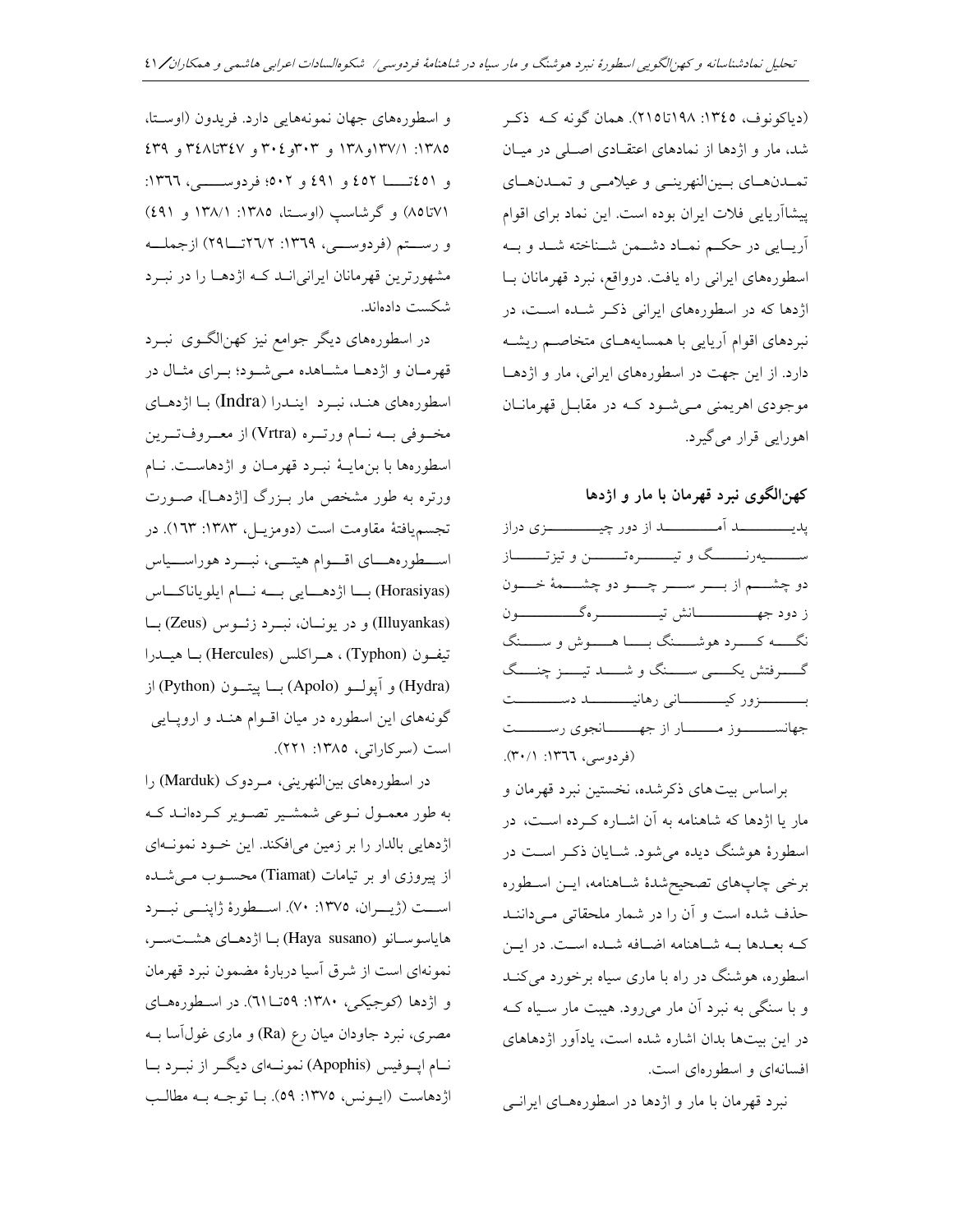(دیاکونوف، ۱۳۴۵: ۱۹۸تا۲۱۵). همان گونه که ذکر شد، مار و اژدها از نمادهای اعتقادی اصلی در میان تمدن‌های بین‌النهرینی و عیلامی و تمدن‌های پیشاآریایی فلات ایران بوده است. این نماد برای اقوام آریایی در حکم نماد دشمن شناخته شد و به اسطوره‌های ایرانی راه یافت. درواقع، نبرد قهرمانان با اژدها که در اسطوره‌های ایرانی ذکر شده است، در نبردهای اقوام آریایی با همسایه‌های متخاصم ریشه دارد. از این جهت در اسطوره‌های ایرانی، مار و اژدها موجودی اهریمنی می‌شود که در مقابل قهرمانان اهورایی قرار می‌گیرد.

### کهن‌الگوی نبرد قهرمان با مار و اژدها

پدید آمد از دور چیزی دراز
سیه‌رنگ و تیره‌تن و تیزتاز
دو چشم از بر سر چو دو چشمهٔ خون
ز دود جهانش تیره‌گون
نگه کرد هوشنگ با هوش و سنگ
گرفتش یکی سنگ و شد تیز چنگ
به زور کیانی رهانید دست
جهانسوز مار از جهانجوی رست

(فردوسی، ۱۳۶۶: ۳۰/۱).

براساس بیت‌های ذکرشده، نخستین نبرد قهرمان و مار یا اژدها که شاهنامه به آن اشاره کرده است، در اسطورهٔ هوشنگ دیده می‌شود. شایان ذکر است در برخی چاپ‌های تصحیح‌شدهٔ شاهنامه، این اسطوره حذف شده است و آن را در شمار ملحقاتی می‌دانند که بعدها به شاهنامه اضافه شده است. در این اسطوره، هوشنگ در راه با ماری سیاه برخورد می‌کند و با سنگی به نبرد آن مار می‌رود. هیبت مار سیاه که در این بیت‌ها بدان اشاره شده است، یادآور اژدهاهای افسانه‌ای و اسطوره‌ای است.

نبرد قهرمان با مار و اژدها در اسطوره‌های ایرانی و اسطوره‌های جهان نمونه‌هایی دارد. فریدون (اوستا، ۱۳۸۵: ۱۳۷/۱و۱۳۸ و ۳۰۳و۳۰۴ و ۳۴۷تا۳۴۸ و ۴۳۹ و ۴۵۱تا ۴۵۲ و ۴۹۱ و ۵۰۲؛ فردوسی، ۱۳۶۶: ۷۱تا۸۵) و گرشاسپ (اوستا، ۱۳۸۵: ۱۳۸/۱ و ۴۹۱) و رستم (فردوسی، ۱۳۶۹: ۲۶/۲تا۲۹) ازجمله مشهورترین قهرمانان ایرانی‌اند که اژدها را در نبرد شکست داده‌اند.

در اسطوره‌های دیگر جوامع نیز کهن‌الگوی نبرد قهرمان و اژدها مشاهده می‌شود؛ برای مثال در اسطوره‌های هند، نبرد ایندرا (Indra) با اژدهای مخوفی به نام ورتره (Vrtra) از معروف‌ترین اسطوره‌ها با بن‌مایهٔ نبرد قهرمان و اژدهاست. نام ورتره به طور مشخص مار بزرگ [اژدها]، صورت تجسم‌یافتهٔ مقاومت است (دومزیل، ۱۳۸۳: ۱۶۳). در اسطوره‌های اقوام هیتی، نبرد هوراسیاس (Horasiyas) با اژدهایی به نام ایلویاناکاس (Illuyankas) و در یونان، نبرد زئوس (Zeus) با تیفون (Typhon)، هراکلس (Hercules) با هیدرا (Hydra) و آپولو (Apolo) با پیتون (Python) از گونه‌های این اسطوره در میان اقوام هند و اروپایی است (سرکاراتی، ۱۳۸۵: ۲۲۱).

در اسطوره‌های بین‌النهرینی، مردوک (Marduk) را به طور معمول نوعی شمشیر تصویر کرده‌اند که اژدهایی بالدار را بر زمین می‌افکند. این خود نمونه‌ای از پیروزی او بر تیامات (Tiamat) محسوب می‌شده است (ژیران، ۱۳۷۵: ۷۰). اسطورهٔ ژاپنی نبرد هایاسوسانو (Haya susano) با اژدهای هشت‌سر، نمونه‌ای است از شرق آسیا دربارهٔ مضمون نبرد قهرمان و اژدها (کوجیکی، ۱۳۸۰: ۵۹تا۶۱). در اسطوره‌های مصری، نبرد جاودان میان رع (Ra) و ماری غول‌آسا به نام اپوفیس (Apophis) نمونه‌ای دیگر از نبرد با اژدهاست (ایونس، ۱۳۷۵: ۵۹). با توجه به مطالب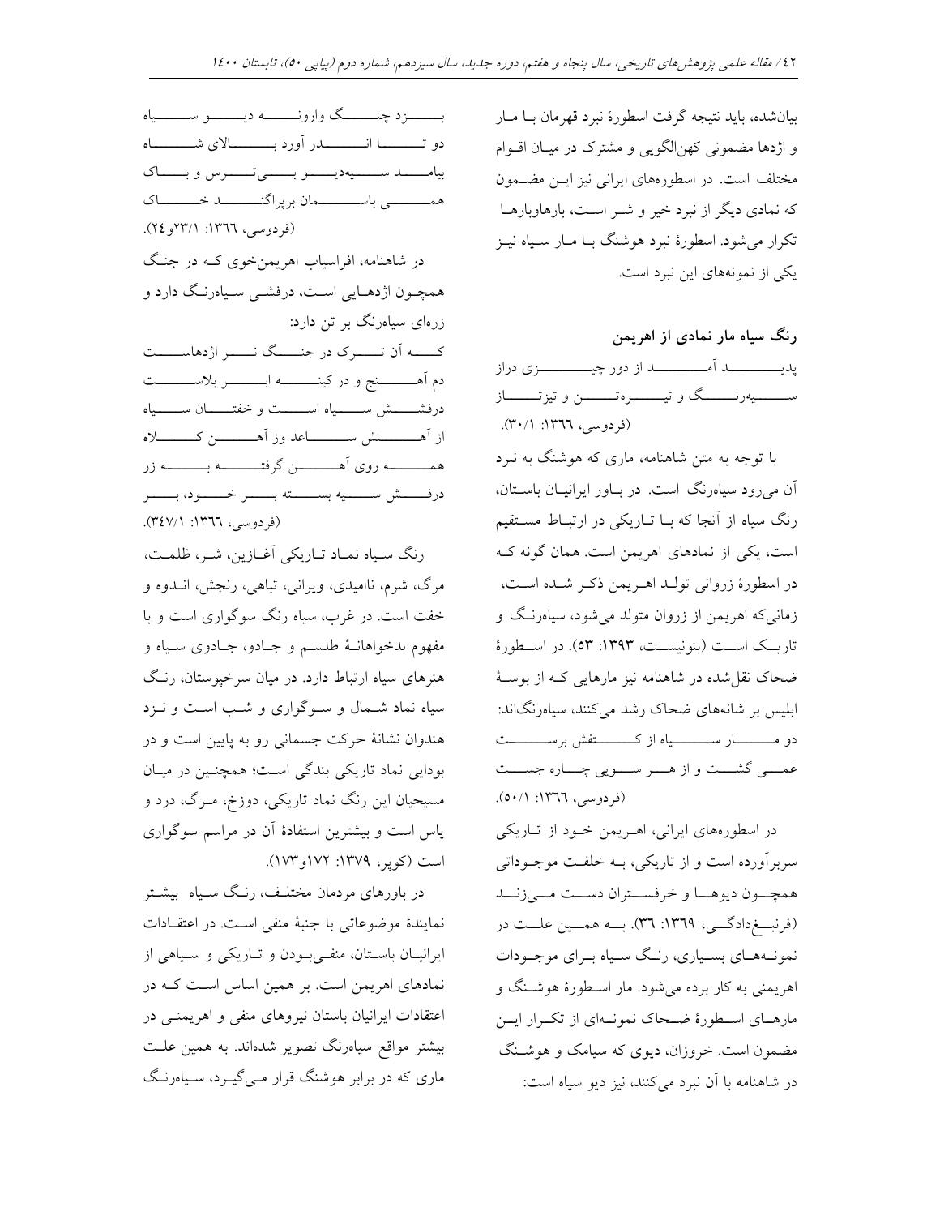بیان‌شده، باید نتیجه گرفت اسطورهٔ نبرد قهرمان با مار و اژدها مضمونی کهن‌الگویی و مشترک در میان اقوام مختلف است. در اسطوره‌های ایرانی نیز این مضمون که نمادی دیگر از نبرد خیر و شر است، بارهاوبارها تکرار می‌شود. اسطورهٔ نبرد هوشنگ با مار سیاه نیز یکی از نمونه‌های این نبرد است.

## رنگ سیاه مار نمادی از اهریمن

پدید آمد از دور چیزی دراز
سیه‌رنگ و تیره‌تن و تیزتاز
(فردوسی، ١٣٦٦: ٣٠/١).

با توجه به متن شاهنامه، ماری که هوشنگ به نبرد آن می‌رود سیاه‌رنگ است. در باور ایرانیان باستان، رنگ سیاه از آنجا که با تاریکی در ارتباط مستقیم است، یکی از نمادهای اهریمن است. همان گونه که در اسطورهٔ زروانی تولد اهریمن ذکر شده است، زمانی‌که اهریمن از زروان متولد می‌شود، سیاه‌رنگ و تاریک است (بنونیست، ١٣٩٣: ٥٣). در اسطورهٔ ضحاک نقل‌شده در شاهنامه نیز مارهایی که به بوسهٔ ابلیس بر شانه‌های ضحاک رشد می‌کنند، سیاه‌رنگ‌اند:

دو مار سیاه از کتفش برست
غمی گشت و از هر سویی چاره جست
(فردوسی، ١٣٦٦: ٥٠/١).

در اسطوره‌های ایرانی، اهریمن خود از تاریکی سربرآورده است و از تاریکی، به خلقت موجوداتی همچون دیوها و خرفستران دست می‌زند (فرنبغ‌دادگی، ١٣٦٩: ٣٦). به همین علت در نمونه‌های بسیاری، رنگ سیاه برای موجودات اهریمنی به کار برده می‌شود. مار اسطورهٔ هوشنگ و مارهای اسطورهٔ ضحاک نمونه‌ای از تکرار این مضمون است. خروزان، دیوی که سیامک و هوشنگ در شاهنامه با آن نبرد می‌کنند، نیز دیو سیاه است:

بزد چنگ وارونه دیو سیاه
دو تا اندر آورد بالای شاه
بیامد سیه‌دیو بی‌ترس و باک
همی باسمان برپراگند خاک
(فردوسی، ١٣٦٦: ٢٣/١و٢٤).

در شاهنامه، افراسیاب اهریمن‌خوی که در جنگ همچون اژدهایی است، درفشی سیاه‌رنگ دارد و زره‌ای سیاه‌رنگ بر تن دارد:

که آن ترک در جنگ نر اژدهاست
دم آهنج و در کینه ابر بلاست
درفشش سیاه است و خفتان سیاه
از آهنش ساعد وز آهن کلاه
همه روی آهن گرفته به زر
درفش سیه بسته بر خود، بر
(فردوسی، ١٣٦٦: ٣٤٧/١).

رنگ سیاه نماد تاریکی آغازین، شر، ظلمت، مرگ، شرم، ناامیدی، ویرانی، تباهی، رنجش، اندوه و خفت است. در غرب، سیاه رنگ سوگواری است و با مفهوم بدخواهانهٔ طلسم و جادو، جادوی سیاه و هنرهای سیاه ارتباط دارد. در میان سرخپوستان، رنگ سیاه نماد شمال و سوگواری و شب است و نزد هندوان نشانهٔ حرکت جسمانی رو به پایین است و در بودایی نماد تاریکی بندگی است؛ همچنین در میان مسیحیان این رنگ نماد تاریکی، دوزخ، مرگ، درد و یاس است و بیشترین استفادهٔ آن در مراسم سوگواری است (کوپر، ١٣٧٩: ١٧٢و١٧٣).

در باورهای مردمان مختلف، رنگ سیاه بیشتر نمایندهٔ موضوعاتی با جنبهٔ منفی است. در اعتقادات ایرانیان باستان، منفی‌بودن و تاریکی و سیاهی از نمادهای اهریمن است. بر همین اساس است که در اعتقادات ایرانیان باستان نیروهای منفی و اهریمنی در بیشتر مواقع سیاه‌رنگ تصویر شده‌اند. به همین علت ماری که در برابر هوشنگ قرار می‌گیرد، سیاه‌رنگ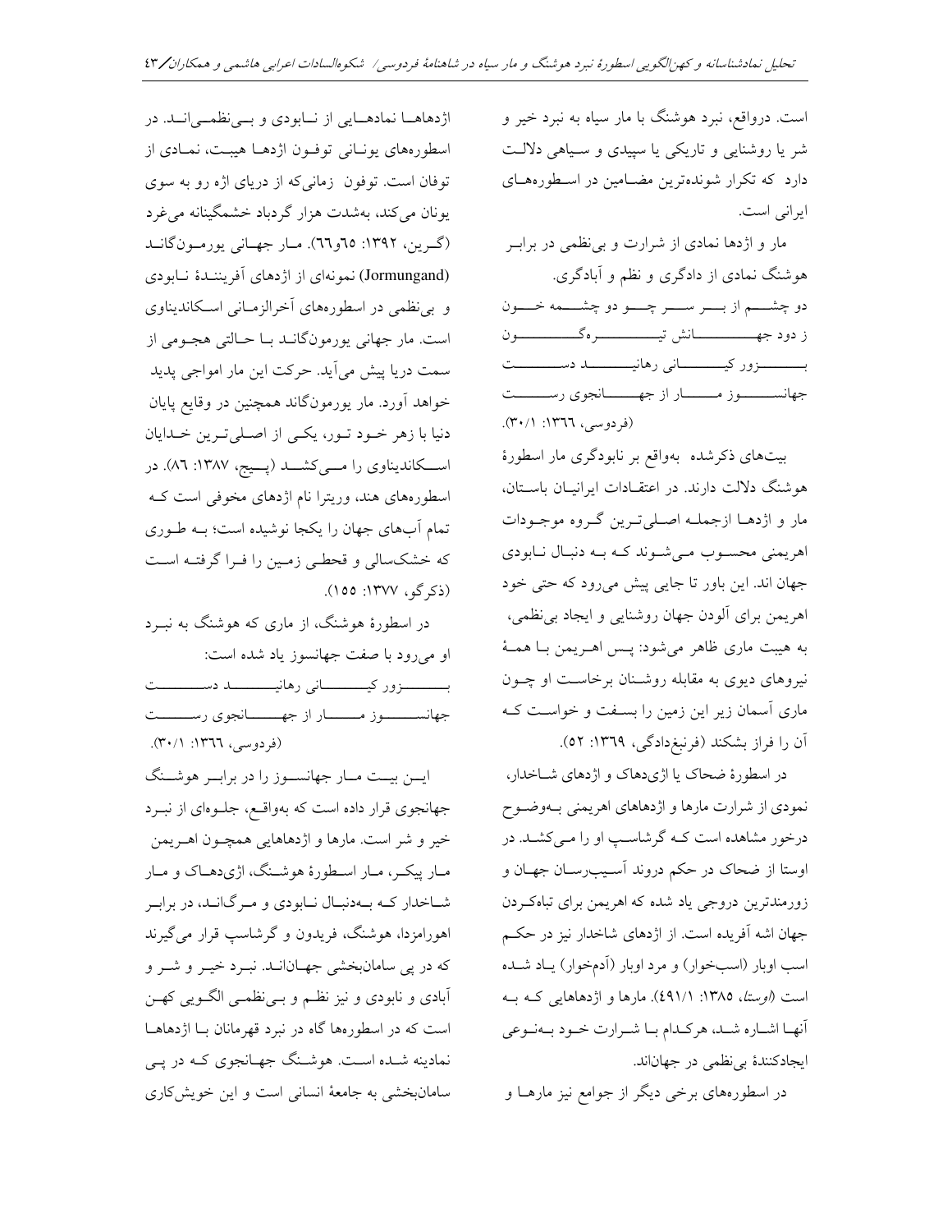است. درواقع، نبرد هوشنگ با مار سیاه به نبرد خیر و شر یا روشنایی و تاریکی یا سپیدی و سیاهی دلالت دارد که تکرار شونده‌ترین مضامین در اسطوره‌های ایرانی است.

مار و اژدها نمادی از شرارت و بی‌نظمی در برابر هوشنگ نمادی از دادگری و نظم و آبادگری.

دو چشم از بر سر چو دو چشمه خون
ز دود دهانش تیره‌گون
بزور کیانی رهانید دست
جهانسوز مار از جهانجوی رست

(فردوسی، ۱۳۶۶: ۳۰/۱).

بیت‌های ذکرشده بواقع بر نابودگری مار اسطورهٔ هوشنگ دلالت دارند. در اعتقادات ایرانیان باستان، مار و اژدها ازجمله اصلی‌ترین گروه موجودات اهریمنی محسوب می‌شوند که به دنبال نابودی جهان اند. این باور تا جایی پیش می‌رود که حتی خود اهریمن برای آلودن جهان روشنایی و ایجاد بی‌نظمی، به هیبت ماری ظاهر می‌شود: پس اهریمن با همهٔ نیروهای دیوی به مقابله روشنان برخاست و او چون ماری آسمان زیر این زمین را بسفت و خواست که آن را فراز بشکند (فرنبغ‌دادگی، ۱۳۶۹: ۵۲).

در اسطورهٔ ضحاک یا اژی‌دهاک و اژدهای شاخدار، نمودی از شرارت مارها و اژدهاهای اهریمنی بوضوح درخور مشاهده است که گرشاسپ او را می‌کشد. در اوستا از ضحاک در حکم دروند آسیب‌رسان جهان و زورمندترین دروجی یاد شده که اهریمن برای تباه‌کردن جهان اشه آفریده است. از اژدهای شاخدار نیز در حکم اسب اوبار (اسب‌خوار) و مرد اوبار (آدم‌خوار) یاد شده است (*اوستا*، ۱۳۸۵: ۴۹۱/۱). مارها و اژدهاهایی که به آنها اشاره شد، هرکدام با شرارت خود به‌نوعی ایجادکنندهٔ بی‌نظمی در جهان‌اند.

در اسطوره‌های برخی دیگر از جوامع نیز مارها و اژدهاها نمادهایی از نابودی و بی‌نظمی‌اند. در اسطوره‌های یونانی توفون اژدها هیبت، نمادی از توفان است. توفون زمانی‌که از دریای اژه رو به سوی یونان می‌کند، به‌شدت هزار گردباد خشمگینانه می‌غرد (گرین، ۱۳۹۲: ۶۵و۶۶). مار جهانی یورمون‌گاند (Jormungand) نمونه‌ای از اژدهای آفرینندهٔ نابودی و بی‌نظمی در اسطوره‌های آخرالزمانی اسکاندیناوی است. مار جهانی یورمون‌گاند با حالتی هجومی از سمت دریا پیش می‌آید. حرکت این مار امواجی پدید خواهد آورد. مار یورمون‌گاند همچنین در وقایع پایان دنیا با زهر خود تور، یکی از اصلی‌ترین خدایان اسکاندیناوی را می‌کشد (پیج، ۱۳۸۷: ۸۶). در اسطوره‌های هند، وریترا نام اژدهای مخوفی است که تمام آب‌های جهان را یکجا نوشیده است؛ به طوری که خشکسالی و قحطی زمین را فرا گرفته است (ذکرگو، ۱۳۷۷: ۱۵۵).

در اسطورهٔ هوشنگ، از ماری که هوشنگ به نبرد او می‌رود با صفت جهانسوز یاد شده است:

بزور کیانی رهانید دست
جهانسوز مار از جهانجوی رست

(فردوسی، ۱۳۶۶: ۳۰/۱).

این بیت مار جهانسوز را در برابر هوشنگ جهانجوی قرار داده است که به‌واقع، جلوه‌ای از نبرد خیر و شر است. مارها و اژدهاهایی همچون اهریمن مار پیکر، مار اسطورهٔ هوشنگ، اژی‌دهاک و مار شاخدار که به‌دنبال نابودی و مرگ‌اند، در برابر اهورامزدا، هوشنگ، فریدون و گرشاسپ قرار می‌گیرند که در پی سامان‌بخشی جهان‌اند. نبرد خیر و شر و آبادی و نابودی و نیز نظم و بی‌نظمی الگویی کهن است که در اسطوره‌ها گاه در نبرد قهرمانان با اژدهاها نمادینه شده است. هوشنگ جهانجوی که در پی سامان‌بخشی به جامعهٔ انسانی است و این خویش‌کاری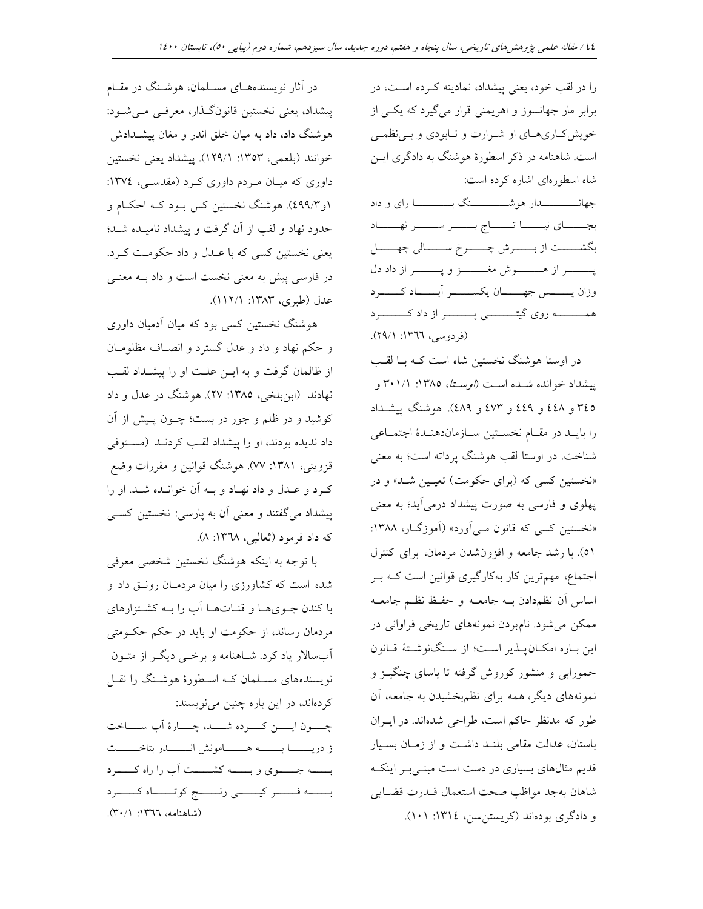را در لقب خود، یعنی پیشداد، نمادینه کرده است، در برابر مار جهانسوز و اهریمنی قرار می‌گیرد که یکی از خویش‌کاری‌های او شرارت و نابودی و بی‌نظمی است. شاهنامه در ذکر اسطورهٔ هوشنگ به دادگری این شاه اسطوره‌ای اشاره کرده است:

جهاندار هوشنگ با رای و داد
بجای نیا تاج بر سر نهاد
بگشت از برش چرخ سالی چهل
پر از هوش مغز و پر از داد دل
وزان پس جهان یکسر آباد کرد
همه روی گیتی پر از داد کرد

(فردوسی، ۱۳٦٦: ۲۹/۱).

در اوستا هوشنگ نخستین شاه است که با لقب پیشداد خوانده شده است (*اوستا*، ۱۳۸۵: ۳۰۱/۱ و ۳٤۵ و ٤٤۸ و ٤٤۹ و ٤۷۳ و ٤۸۹). هوشنگ پیشداد را باید در مقام نخستین سازمان‌دهندهٔ اجتماعی شناخت. در اوستا لقب هوشنگ پرداته است؛ به معنی «نخستین کسی که (برای حکومت) تعیین شد» و در پهلوی و فارسی به صورت پیشداد درمی‌آید؛ به معنی «نخستین کسی که قانون می‌آورد» (آموزگار، ۱۳۸۸: ۵۱). با رشد جامعه و افزون‌شدن مردمان، برای کنترل اجتماع، مهم‌ترین کار به‌کارگیری قوانین است که بر اساس آن نظم‌دادن به جامعه و حفظ نظم جامعه ممکن می‌شود. نام‌بردن نمونه‌های تاریخی فراوانی در این باره امکان‌پذیر است؛ از سنگ‌نوشتهٔ قانون حمورابی و منشور کوروش گرفته تا یاسای چنگیز و نمونه‌های دیگر، همه برای نظم‌بخشیدن به جامعه، آن طور که مدنظر حاکم است، طراحی شده‌اند. در ایران باستان، عدالت مقامی بلند داشت و از زمان بسیار قدیم مثال‌های بسیاری در دست است مبنی‌بر اینکه شاهان به‌جد مواظب صحت استعمال قدرت قضایی و دادگری بوده‌اند (کریستن‌سن، ۱۳۱٤: ۱۰۱).

در آثار نویسنده‌های مسلمان، هوشنگ در مقام پیشداد، یعنی نخستین قانون‌گذار، معرفی می‌شود: هوشنگ داد، داد به میان خلق اندر و مغان پیشدادش خوانند (بلعمی، ۱۳۵۳: ۱۲۹/۱). پیشداد یعنی نخستین داوری که میان مردم داوری کرد (مقدسی، ۱۳۷٤: ۱و۳/٤۹۹). هوشنگ نخستین کس بود که احکام و حدود نهاد و لقب از آن گرفت و پیشداد نامیده شد؛ یعنی نخستین کسی که با عدل و داد حکومت کرد. در فارسی پیش به معنی نخست است و داد به معنی عدل (طبری، ۱۳۸۳: ۱۱۲/۱).

هوشنگ نخستین کسی بود که میان آدمیان داوری و حکم نهاد و داد و عدل گسترد و انصاف مظلومان از ظالمان گرفت و به این علت او را پیشداد لقب نهادند (ابن‌بلخی، ۱۳۸۵: ۲۷). هوشنگ در عدل و داد کوشید و در ظلم و جور در بست؛ چون پیش از آن داد ندیده بودند، او را پیشداد لقب کردند (مستوفی قزوینی، ۱۳۸۱: ۷۷). هوشنگ قوانین و مقررات وضع کرد و عدل و داد نهاد و به آن خوانده شد. او را پیشداد می‌گفتند و معنی آن به پارسی: نخستین کسی که داد فرمود (ثعالبی، ۱۳٦۸: ۸).

با توجه به اینکه هوشنگ نخستین شخصی معرفی شده است که کشاورزی را میان مردمان رونق داد و با کندن جوی‌ها و قنات‌ها آب را به کشتزارهای مردمان رساند، از حکومت او باید در حکم حکومتی آب‌سالار یاد کرد. شاهنامه و برخی دیگر از متون نویسنده‌های مسلمان که اسطورهٔ هوشنگ را نقل کرده‌اند، در این باره چنین می‌نویسند:

چون این کرده شد، چارهٔ آب ساخت
ز دریا به هامونش اندر بتاخت
به جوی و به کشت آب را راه کرد
به فر کیی رنج کوتاه کرد

(شاهنامه، ۱۳٦٦: ۳۰/۱).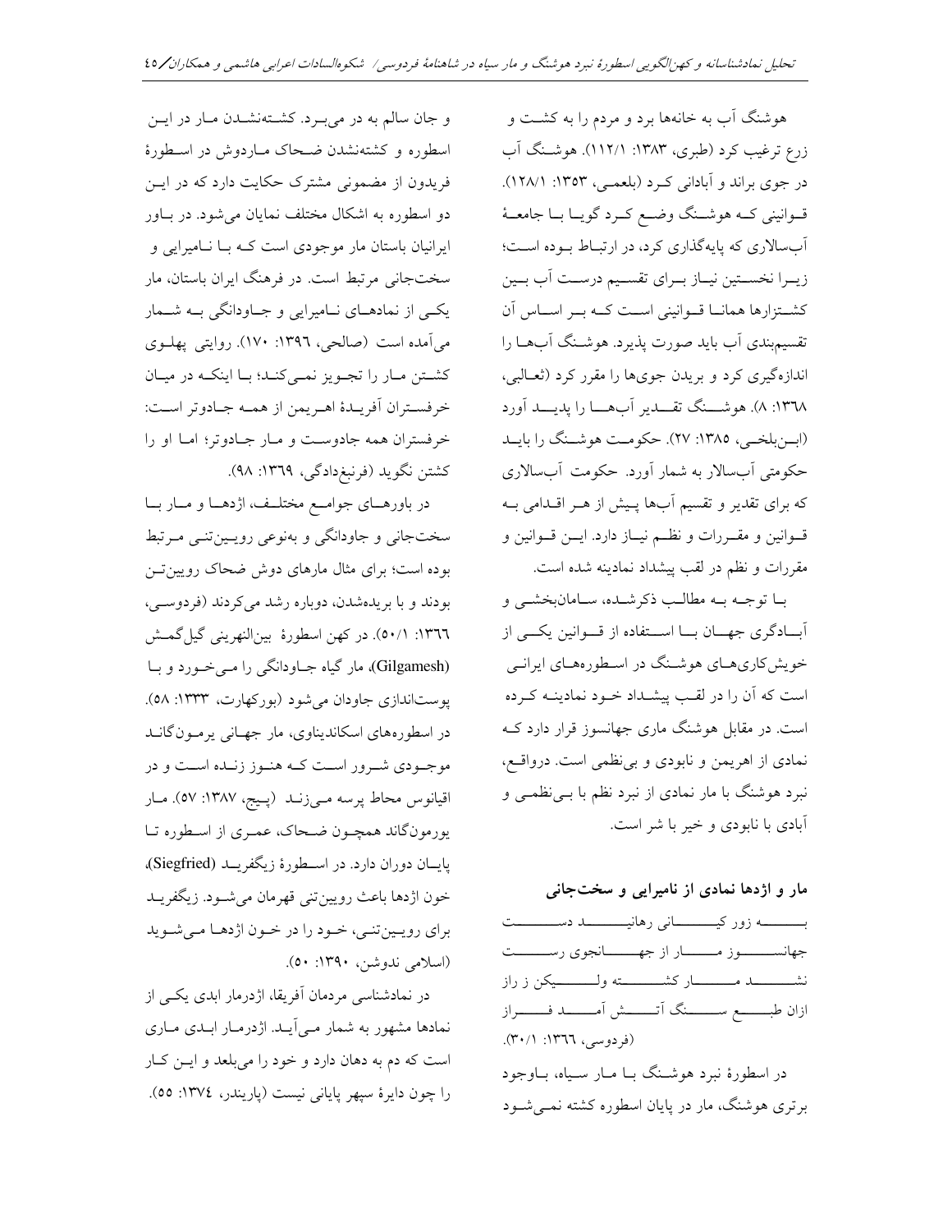هوشنگ آب به خانه‌ها برد و مردم را به کشت و زرع ترغیب کرد (طبری، ۱۳۸۳: ۱۱۲/۱). هوشنگ آب در جوی براند و آبادانی کرد (بلعمی، ۱۳۵۳: ۱۲۸/۱). قوانینی که هوشنگ وضع کرد گویا با جامعهٔ آب‌سالاری که پایه‌گذاری کرد، در ارتباط بوده است؛ زیرا نخستین نیاز برای تقسیم درست آب بین کشتزارها همانا قوانینی است که بر اساس آن تقسیم‌بندی آب باید صورت پذیرد. هوشنگ آب‌ها را اندازه‌گیری کرد و بریدن جوی‌ها را مقرر کرد (ثعالبی، ۱۳٦۸: ۸). هوشنگ تقدیر آب‌ها را پدید آورد (ابن‌بلخی، ۱۳۸۵: ۲۷). حکومت هوشنگ را باید حکومتی آب‌سالار به شمار آورد. حکومت آب‌سالاری که برای تقدیر و تقسیم آب‌ها پیش از هر اقدامی به قوانین و مقررات و نظم نیاز دارد. این قوانین و مقررات و نظم در لقب پیشداد نمادینه شده است.

با توجه به مطالب ذکرشده، سامان‌بخشی و آبادگری جهان با استفاده از قوانین یکی از خویش‌کاری‌های هوشنگ در اسطوره‌های ایرانی است که آن را در لقب پیشداد خود نمادینه کرده است. در مقابل هوشنگ ماری جهانسوز قرار دارد که نمادی از اهریمن و نابودی و بی‌نظمی است. درواقع، نبرد هوشنگ با مار نمادی از نبرد نظم با بی‌نظمی و آبادی با نابودی و خیر با شر است.

### مار و اژدها نمادی از نامیرایی و سخت‌جانی

به زور کیانی رهانید دست
جهانسوز مار از جهانجوی رست

نشد مار کشته ولیکن ز راز
ازان طبع سنگ آتش آمد فراز

(فردوسی، ۱۳٦٦: ۳۰/۱).

در اسطورهٔ نبرد هوشنگ با مار سیاه، باوجود برتری هوشنگ، مار در پایان اسطوره کشته نمی‌شود و جان سالم به در می‌برد. کشته‌نشدن مار در این اسطوره و کشته‌نشدن ضحاک ماردوش در اسطورهٔ فریدون از مضمونی مشترک حکایت دارد که در این دو اسطوره به اشکال مختلف نمایان می‌شود. در باور ایرانیان باستان مار موجودی است که با نامیرایی و سخت‌جانی مرتبط است. در فرهنگ ایران باستان، مار یکی از نمادهای نامیرایی و جاودانگی به شمار می‌آمده است (صالحی، ۱۳۹٦: ۱۷۰). روایتی پهلوی کشتن مار را تجویز نمی‌کند؛ با اینکه در میان خرفستران آفریدهٔ اهریمن از همه جادوتر است: خرفستران همه جادوست و مار جادوتر؛ اما او را کشتن نگوید (فرنبغ‌دادگی، ۱۳٦۹: ۹۸).

در باورهای جوامع مختلف، اژدها و مار با سخت‌جانی و جاودانگی و به‌نوعی رویین‌تنی مرتبط بوده است؛ برای مثال مارهای دوش ضحاک رویین‌تن بودند و با بریده‌شدن، دوباره رشد می‌کردند (فردوسی، ۱۳٦٦: ۵۰/۱). در کهن اسطورهٔ بین‌النهرینی گیل‌گمش (Gilgamesh)، مار گیاه جاودانگی را می‌خورد و با پوست‌اندازی جاودان می‌شود (بورکهارت، ۱۳۳۳: ۵۸). در اسطوره‌های اسکاندیناوی، مار جهانی یرمون‌گاند موجودی شرور است که هنوز زنده است و در اقیانوس محاط پرسه می‌زند (پیج، ۱۳۸۷: ۵۷). مار یورمون‌گاند همچون ضحاک، عمری از اسطوره تا پایان دوران دارد. در اسطورهٔ زیگفرید (Siegfried)، خون اژدها باعث رویین‌تنی قهرمان می‌شود. زیگفرید برای رویین‌تنی، خود را در خون اژدها می‌شوید (اسلامی ندوشن، ۱۳۹۰: ۵۰).

در نمادشناسی مردمان آفریقا، اژدرمار ابدی یکی از نمادها مشهور به شمار می‌آید. اژدرمار ابدی ماری است که دم به دهان دارد و خود را می‌بلعد و این کار را چون دایرهٔ سپهر پایانی نیست (پاریندر، ۱۳۷٤: ۵۵).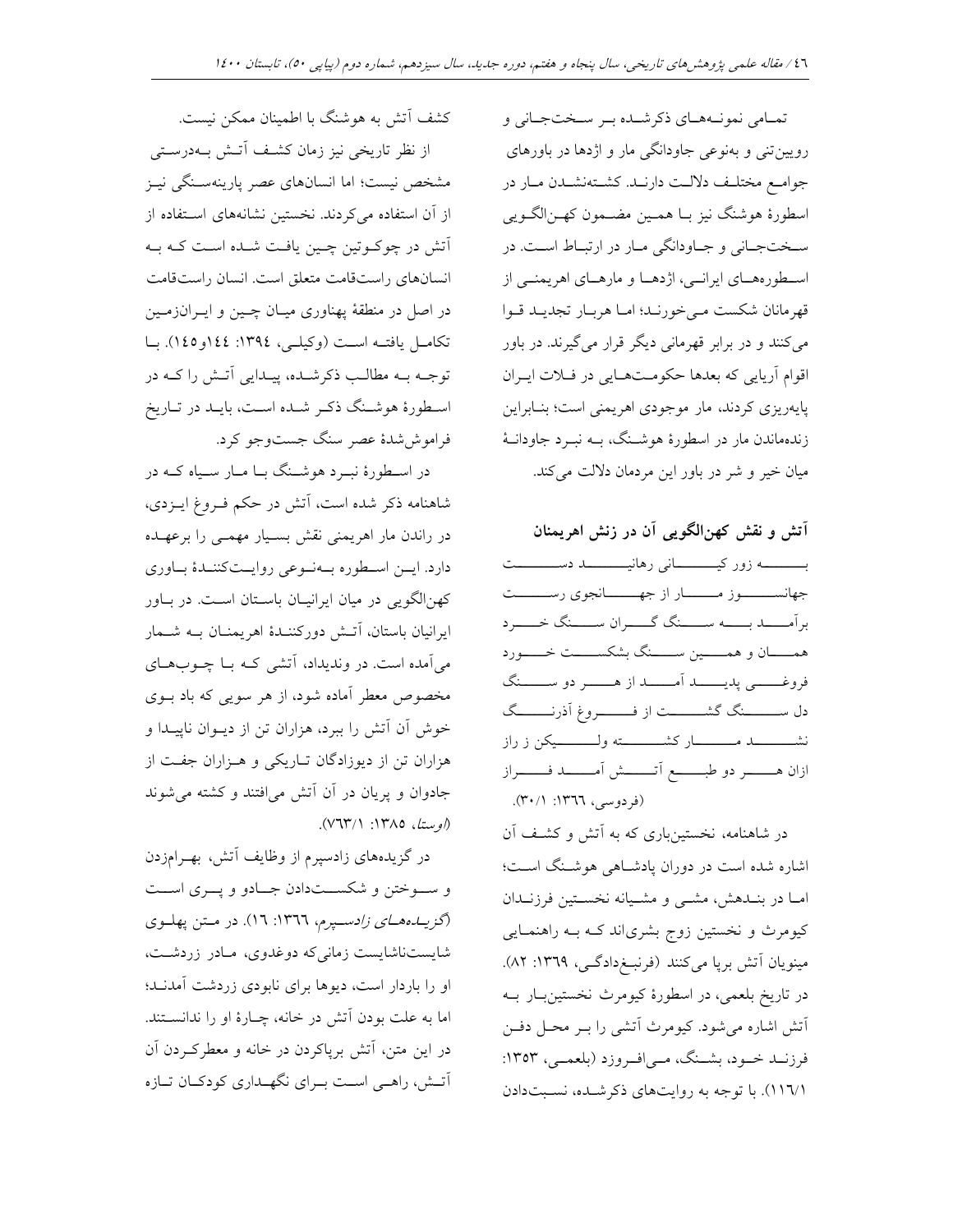تمامی نمونه‌های ذکرشده بر سخت‌جانی و رویین‌تنی و به‌نوعی جاودانگی مار و اژدها در باورهای جوامع مختلف دلالت دارند. کشته‌نشدن مار در اسطورهٔ هوشنگ نیز با همین مضمون کهن‌الگویی سخت‌جانی و جاودانگی مار در ارتباط است. در اسطوره‌های ایرانی، اژدها و مارهای اهریمنی از قهرمانان شکست می‌خورند؛ اما هربار تجدید قوا می‌کنند و در برابر قهرمانی دیگر قرار می‌گیرند. در باور اقوام آریایی که بعدها حکومت‌هایی در فلات ایران پایه‌ریزی کردند، مار موجودی اهریمنی است؛ بنابراین زنده‌ماندن مار در اسطورهٔ هوشنگ، به نبرد جاودانهٔ میان خیر و شر در باور این مردمان دلالت می‌کند.

## آتش و نقش کهن‌الگویی آن در زنش اهریمنان

به زور کیانی رهانید دست
جهانسوز مار از جهانجوی رست
برآمد به سنگ گران سنگ خرد
همان و همین سنگ بشکست خرد
فروغی پدید آمد از هر دو سنگ
دل سنگ گشت از فروغ آذرنگ
نشد مار کشته ولیکن ز راز
ازان هر دو طبع آتش آمد فراز
(فردوسی، ۱۳٦٦: ۳۰/۱).

در شاهنامه، نخستین‌باری که به آتش و کشف آن اشاره شده است در دوران پادشاهی هوشنگ است؛ اما در بندهش، مشی و مشیانه نخستین فرزندان کیومرث و نخستین زوج بشری‌اند که به راهنمایی مینویان آتش برپا می‌کنند (فرنبغ‌دادگی، ۱۳٦۹: ۸۲). در تاریخ بلعمی، در اسطورهٔ کیومرث نخستین‌بار به آتش اشاره می‌شود. کیومرث آتشی را بر محل دفن فرزند خود، بشنگ، می‌افروزد (بلعمی، ۱۳۵۳: ۱۱٦/۱). با توجه به روایت‌های ذکرشده، نسبت‌دادن کشف آتش به هوشنگ با اطمینان ممکن نیست.

از نظر تاریخی نیز زمان کشف آتش به‌درستی مشخص نیست؛ اما انسان‌های عصر پارینه‌سنگی نیز از آن استفاده می‌کردند. نخستین نشانه‌های استفاده از آتش در چوکوتین چین یافت شده است که به انسان‌های راست‌قامت متعلق است. انسان راست‌قامت در اصل در منطقهٔ پهناوری میان چین و ایران‌زمین تکامل یافته است (وکیلی، ۱۳۹٤: ۱٤٤و۱٤۵). با توجه به مطالب ذکرشده، پیدایی آتش را که در اسطورهٔ هوشنگ ذکر شده است، باید در تاریخ فراموش‌شدهٔ عصر سنگ جست‌وجو کرد.

در اسطورهٔ نبرد هوشنگ با مار سیاه که در شاهنامه ذکر شده است، آتش در حکم فروغ ایزدی، در راندن مار اهریمنی نقش بسیار مهمی را برعهده دارد. این اسطوره به‌نوعی روایت‌کنندهٔ باوری کهن‌الگویی در میان ایرانیان باستان است. در باور ایرانیان باستان، آتش دورکنندهٔ اهریمنان به شمار می‌آمده است. در وندیداد، آتشی که با چوب‌های مخصوص معطر آماده شود، از هر سویی که باد بوی خوش آن آتش را ببرد، هزاران تن از دیوان ناپیدا و هزاران تن از دیوزادگان تاریکی و هزاران جفت از جادوان و پریان در آن آتش می‌افتند و کشته می‌شوند (*اوستا*، ۱۳۸۵: ۷٦۳/۱).

در گزیده‌های زادسپرم از وظایف آتش، بهرام‌زدن و سوختن و شکست‌دادن جادو و پری است (*گزیده‌های زادسپرم*، ۱۳٦٦: ۱٦). در متن پهلوی شایست‌ناشایست زمانی‌که دوغدوی، مادر زردشت، او را باردار است، دیوها برای نابودی زردشت آمدند؛ اما به علت بودن آتش در خانه، چارهٔ او را ندانستند. در این متن، آتش برپاکردن در خانه و معطرکردن آن آتش، راهی است برای نگهداری کودکان تازه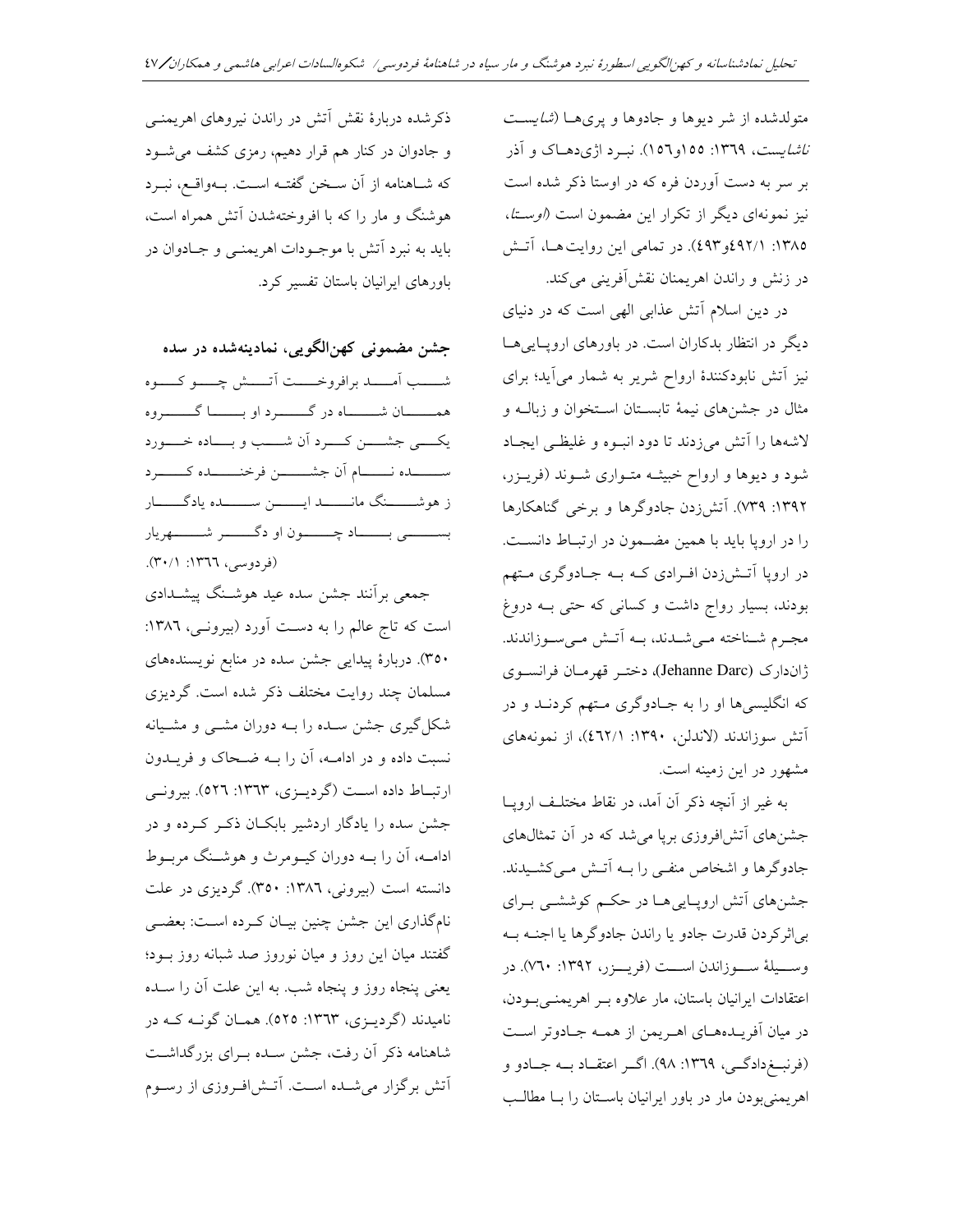متولدشده از شر دیوها و جادوها و پری‌ها (*شایست ناشایست*، ۱۳۶۹: ۱۵۵و۱۵۶). نبرد اژی‌دهاک و آذر بر سر به دست آوردن فره که در اوستا ذکر شده است نیز نمونه‌ای دیگر از تکرار این مضمون است (*اوستا*، ۱۳۸۵: ۴۹۲/۱و۴۹۳). در تمامی این روایت‌ها، آتش در زنش و راندن اهریمنان نقش‌آفرینی می‌کند.

در دین اسلام آتش عذابی الهی است که در دنیای دیگر در انتظار بدکاران است. در باورهای اروپایی‌ها نیز آتش نابودکنندهٔ ارواح شریر به شمار می‌آید؛ برای مثال در جشن‌های نیمهٔ تابستان استخوان و زباله و لاشه‌ها را آتش می‌زدند تا دود انبوه و غلیظی ایجاد شود و دیوها و ارواح خبیثه متواری شوند (فریزر، ۱۳۹۲: ۷۳۹). آتش‌زدن جادوگرها و برخی گناهکارها را در اروپا باید با همین مضمون در ارتباط دانست. در اروپا آتش‌زدن افرادی که به جادوگری متهم بودند، بسیار رواج داشت و کسانی که حتی به دروغ مجرم شناخته می‌شدند، به آتش می‌سوزاندند. ژاندارک (Jehanne Darc)، دختر قهرمان فرانسوی که انگلیسی‌ها او را به جادوگری متهم کردند و در آتش سوزاندند (لاندلن، ۱۳۹۰: ۴۶۲/۱)، از نمونه‌های مشهور در این زمینه است.

به غیر از آنچه ذکر آن آمد، در نقاط مختلف اروپا جشن‌های آتش‌افروزی برپا می‌شد که در آن تمثال‌های جادوگرها و اشخاص منفی را به آتش می‌کشیدند. جشن‌های آتش اروپایی‌ها در حکم کوششی برای بی‌اثرکردن قدرت جادو یا راندن جادوگرها یا اجنه به وسیلهٔ سوزاندن است (فریزر، ۱۳۹۲: ۷۶۰). در اعتقادات ایرانیان باستان، مار علاوه بر اهریمنی‌بودن، در میان آفریده‌های اهریمن از همه جادوتر است (فرنبغ‌دادگی، ۱۳۶۹: ۹۸). اگر اعتقاد به جادو و اهریمنی‌بودن مار در باور ایرانیان باستان را با مطالب ذکرشده دربارهٔ نقش آتش در راندن نیروهای اهریمنی و جادوان در کنار هم قرار دهیم، رمزی کشف می‌شود که شاهنامه از آن سخن گفته است. به‌واقع، نبرد هوشنگ و مار را که با افروخته‌شدن آتش همراه است، باید به نبرد آتش با موجودات اهریمنی و جادوان در باورهای ایرانیان باستان تفسیر کرد.

## جشن مضمونی کهن‌الگویی، نمادینه‌شده در سده

شب آمد برافروخت آتش چو کوه ... همان شاه در گرد او با گروه

یکی جشن کرد آن شب و باده خورد ... سده نام آن جشن فرخنده کرد

ز هوشنگ ماند این سده یادگار ... بسی باد چون او دگر شهریار

(فردوسی، ۱۳۶۶: ۳۰/۱).

جمعی برآنند جشن سده عید هوشنگ پیشدادی است که تاج عالم را به دست آورد (بیرونی، ۱۳۸۶: ۳۵۰). دربارهٔ پیدایی جشن سده در منابع نویسنده‌های مسلمان چند روایت مختلف ذکر شده است. گردیزی شکل‌گیری جشن سده را به دوران مشی و مشیانه نسبت داده و در ادامه، آن را به ضحاک و فریدون ارتباط داده است (گردیزی، ۱۳۶۳: ۵۲۶). بیرونی جشن سده را یادگار اردشیر بابکان ذکر کرده و در ادامه، آن را به دوران کیومرث و هوشنگ مربوط دانسته است (بیرونی، ۱۳۸۶: ۳۵۰). گردیزی در علت نامگذاری این جشن چنین بیان کرده است: بعضی گفتند میان این روز و میان نوروز صد شبانه روز بود؛ یعنی پنجاه روز و پنجاه شب. به این علت آن را سده نامیدند (گردیزی، ۱۳۶۳: ۵۲۵). همان گونه که در شاهنامه ذکر آن رفت، جشن سده برای بزرگداشت آتش برگزار می‌شده است. آتش‌افروزی از رسوم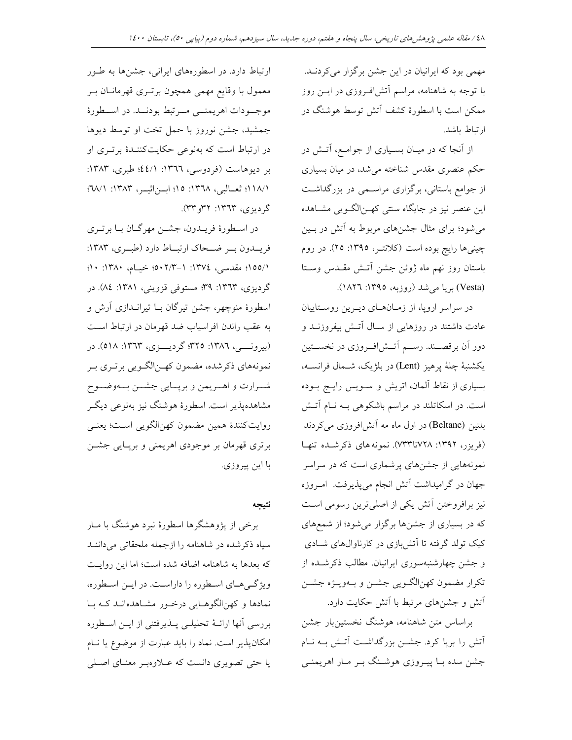مهمی بود که ایرانیان در این جشن برگزار می‌کردند. با توجه به شاهنامه، مراسم آتش‌افروزی در این روز ممکن است با اسطورهٔ کشف آتش توسط هوشنگ در ارتباط باشد.

از آنجا که در میان بسیاری از جوامع، آتش در حکم عنصری مقدس شناخته می‌شد، در میان بسیاری از جوامع باستانی، برگزاری مراسمی در بزرگداشت این عنصر نیز در جایگاه سنتی کهن‌الگویی مشاهده می‌شود؛ برای مثال جشن‌های مربوط به آتش در بین چینی‌ها رایج بوده است (کلانتر، ۱۳۹۵: ۲۵). در روم باستان روز نهم ماه ژوئن جشن آتش مقدس وستا (Vesta) برپا می‌شد (روزبه، ۱۳۹۵: ۱۸۲۶).

در سراسر اروپا، از زمان‌های دیرین روستاییان عادت داشتند در روزهایی از سال آتش بیفروزند و دور آن برقصند. رسم آتش‌افروزی در نخستین یکشنبهٔ چلهٔ پرهیز (Lent) در بلژیک، شمال فرانسه، بسیاری از نقاط آلمان، اتریش و سویس رایج بوده است. در اسکاتلند در مراسم باشکوهی به نام آتش بلتین (Beltane) در اول ماه مه آتش‌افروزی می‌کردند (فریزر، ۱۳۹۲: ۷۲۸تا۷۳۳). نمونه‌های ذکرشده تنها نمونه‌هایی از جشن‌های پرشماری است که در سراسر جهان در گرامیداشت آتش انجام می‌پذیرفت. امروزه نیز برافروختن آتش یکی از اصلی‌ترین رسومی است که در بسیاری از جشن‌ها برگزار می‌شود؛ از شمع‌های کیک تولد گرفته تا آتش‌بازی در کارناوال‌های شادی و جشن چهارشنبه‌سوری ایرانیان. مطالب ذکرشده از تکرار مضمون کهن‌الگویی جشن و به‌ویژه جشن آتش و جشن‌های مرتبط با آتش حکایت دارد.

براساس متن شاهنامه، هوشنگ نخستین‌بار جشن آتش را برپا کرد. جشن بزرگداشت آتش به نام جشن سده با پیروزی هوشنگ بر مار اهریمنی ارتباط دارد. در اسطوره‌های ایرانی، جشن‌ها به طور معمول با وقایع مهمی همچون برتری قهرمانان بر موجودات اهریمنی مرتبط بودند. در اسطورهٔ جمشید، جشن نوروز با حمل تخت او توسط دیوها در ارتباط است که به‌نوعی حکایت‌کنندهٔ برتری او بر دیوهاست (فردوسی، ۱۳۶۶: ۴۴/۱؛ طبری، ۱۳۸۳: ۱۱۸/۱؛ ثعالبی، ۱۳۶۸: ۱۵؛ ابن‌اثیر، ۱۳۸۳: ۶۸/۱؛ گردیزی، ۱۳۶۳: ۳۲و۳۳).

در اسطورهٔ فریدون، جشن مهرگان با برتری فریدون بر ضحاک ارتباط دارد (طبری، ۱۳۸۳: ۱۵۵/۱؛ مقدسی، ۱۳۷۴: ۱–۵۰۲/۳؛ خیام، ۱۳۸۰: ۱۰؛ گردیزی، ۱۳۶۳: ۳۹؛ مستوفی قزوینی، ۱۳۸۱: ۸۴). در اسطورهٔ منوچهر، جشن تیرگان با تیراندازی آرش و به عقب راندن افراسیاب ضد قهرمان در ارتباط است (بیرونی، ۱۳۸۶: ۳۲۵؛ گردیزی، ۱۳۶۳: ۵۱۸). در نمونه‌های ذکرشده، مضمون کهن‌الگویی برتری بر شرارت و اهریمن و برپایی جشن به‌وضوح مشاهده‌پذیر است. اسطورهٔ هوشنگ نیز به‌نوعی دیگر روایت‌کنندهٔ همین مضمون کهن‌الگویی است؛ یعنی برتری قهرمان بر موجودی اهریمنی و برپایی جشن با این پیروزی.

## نتیجه

برخی از پژوهشگرها اسطورهٔ نبرد هوشنگ با مار سیاه ذکرشده در شاهنامه را ازجمله ملحقاتی می‌دانند که بعدها به شاهنامه اضافه شده است؛ اما این روایت ویژگی‌های اسطوره را داراست. در این اسطوره، نمادها و کهن‌الگوهایی درخور مشاهده‌اند که با بررسی آنها ارائهٔ تحلیلی پذیرفتنی از این اسطوره امکان‌پذیر است. نماد را باید عبارت از موضوع یا نام یا حتی تصویری دانست که علاوه‌بر معنای اصلی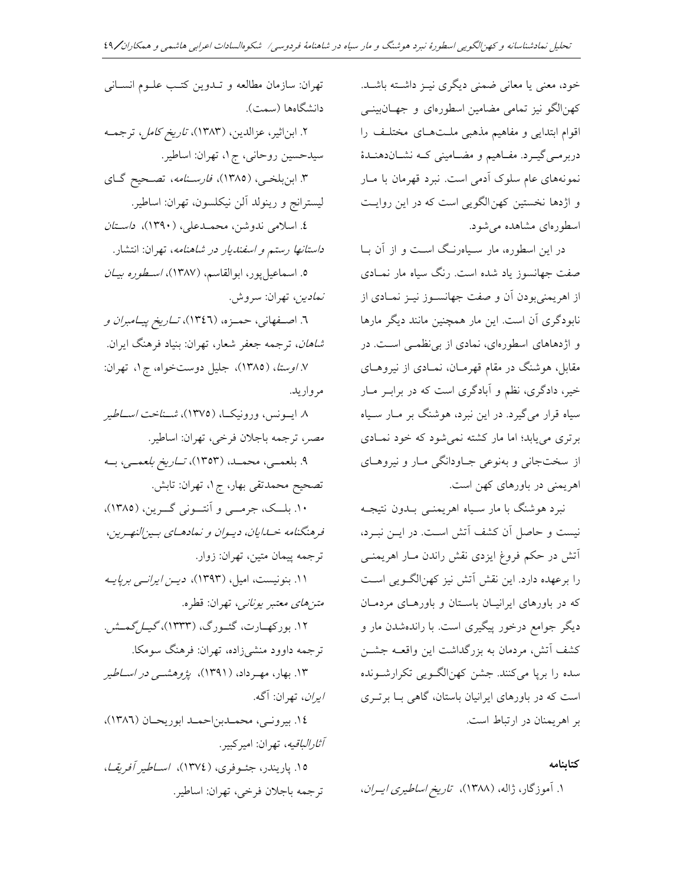خود، معنی یا معانی ضمنی دیگری نیز داشته باشد. کهن‌الگو نیز تمامی مضامین اسطوره‌ای و جهان‌بینی اقوام ابتدایی و مفاهیم مذهبی ملت‌های مختلف را دربرمی‌گیرد. مفاهیم و مضامینی که نشان‌دهندهٔ نمونه‌های عام سلوک آدمی است. نبرد قهرمان با مار و اژدها نخستین کهن‌الگویی است که در این روایت اسطوره‌ای مشاهده می‌شود.

در این اسطوره، مار سیاه‌رنگ است و از آن با صفت جهانسوز یاد شده است. رنگ سیاه مار نمادی از اهریمنی‌بودن آن و صفت جهانسوز نیز نمادی از نابودگری آن است. این مار همچنین مانند دیگر مارها و اژدهای اسطوره‌ای، نمادی از بی‌نظمی است. در مقابل، هوشنگ در مقام قهرمان، نمادی از نیروهای خیر، دادگری، نظم و آبادگری است که در برابر مار سیاه قرار می‌گیرد. در این نبرد، هوشنگ بر مار سیاه برتری می‌یابد؛ اما مار کشته نمی‌شود که خود نمادی از سخت‌جانی و به‌نوعی جاودانگی مار و نیروهای اهریمنی در باورهای کهن است.

نبرد هوشنگ با مار سیاه اهریمنی بدون نتیجه نیست و حاصل آن کشف آتش است. در این نبرد، آتش در حکم فروغ ایزدی نقش راندن مار اهریمنی را برعهده دارد. این نقش آتش نیز کهن‌الگویی است که در باورهای ایرانیان باستان و باورهای مردمان دیگر جوامع درخور پیگیری است. با رانده‌شدن مار و کشف آتش، مردمان به بزرگداشت این واقعه جشن سده را برپا می‌کنند. جشن کهن‌الگویی تکرارشونده است که در باورهای ایرانیان باستان، گاهی با برتری بر اهریمنان در ارتباط است.

## کتابنامه

۱. آموزگار، ژاله، (۱۳۸۸)، *تاریخ اساطیری ایران*، تهران: سازمان مطالعه و تدوین کتب علوم انسانی دانشگاه‌ها (سمت).

۲. ابن‌اثیر، عزالدین، (۱۳۸۳)، *تاریخ کامل*، ترجمه سیدحسین روحانی، ج ۱، تهران: اساطیر.

۳. ابن‌بلخی، (۱۳۸۵)، *فارسنامه*، تصحیح گای لیسترانج و رینولد آلن نیکلسون، تهران: اساطیر.

۴. اسلامی ندوشن، محمدعلی، (۱۳۹۰)، *داستان داستانها رستم و اسفندیار در شاهنامه*، تهران: انتشار.

۵. اسماعیل‌پور، ابوالقاسم، (۱۳۸۷)، *اسطوره بیان نمادین*، تهران: سروش.

۶. اصفهانی، حمزه، (۱۳۴۶)، *تاریخ پیامبران و شاهان*، ترجمه جعفر شعار، تهران: بنیاد فرهنگ ایران.

۷. *اوستا*، (۱۳۸۵)، جلیل دوستخواه، ج ۱، تهران: مروارید.

۸. ایونس، ورونیکا، (۱۳۷۵)، *شناخت اساطیر مصر*، ترجمه باجلان فرخی، تهران: اساطیر.

۹. بلعمی، محمد، (۱۳۵۳)، *تاریخ بلعمی*، به تصحیح محمدتقی بهار، ج ۱، تهران: تابش.

۱۰. بلک، جرمی و آنتونی گرین، (۱۳۸۵)، *فرهنگنامه خدایان، دیوان و نمادهای بین‌النهرین*، ترجمه پیمان متین، تهران: زوار.

۱۱. بنونیست، امیل، (۱۳۹۳)، *دین ایرانی برپایه متن‌های معتبر یونانی*، تهران: قطره.

۱۲. بورکهارت، گئورگ، (۱۳۳۳)، *گیل‌گمش*. ترجمه داوود منشی‌زاده، تهران: فرهنگ سومکا.

۱۳. بهار، مهرداد، (۱۳۹۱)، *پژوهشی در اساطیر ایران*، تهران: آگه.

۱۴. بیرونی، محمدبن‌احمد ابوریحان (۱۳۸۶)، *آثارالباقیه*، تهران: امیرکبیر.

۱۵. پاریندر، جئوفری، (۱۳۷۴)، *اساطیر آفریقا*، ترجمه باجلان فرخی، تهران: اساطیر.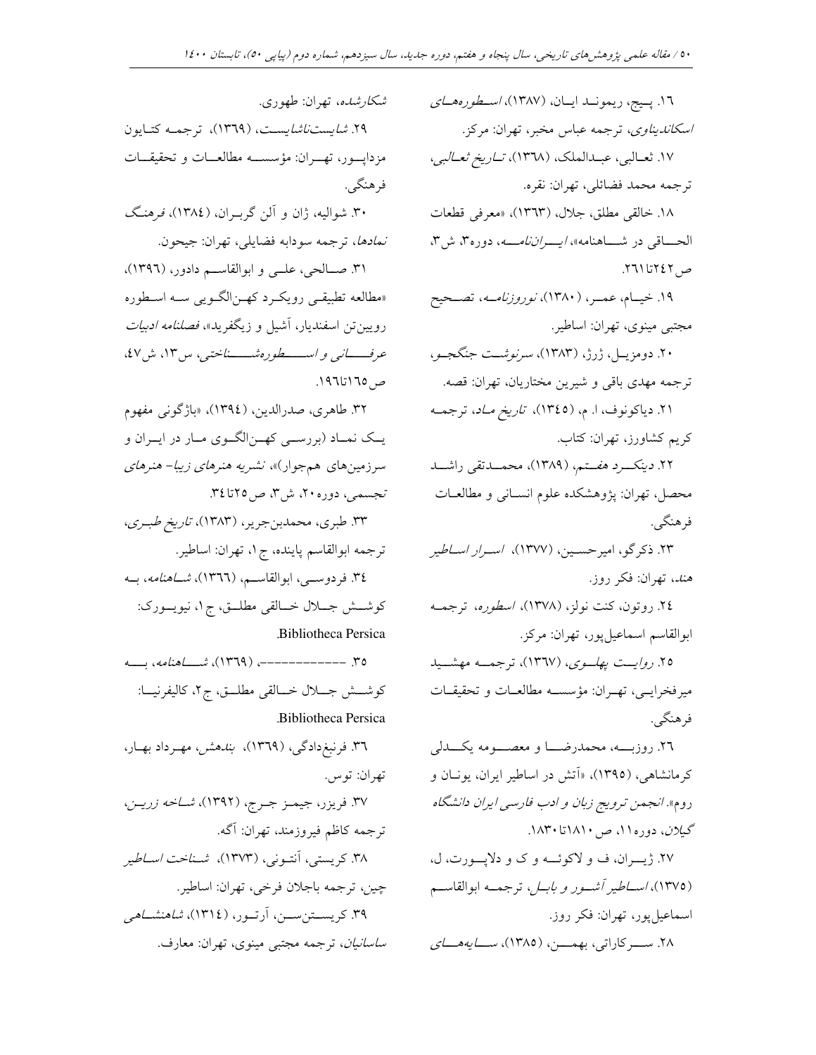۱۶. پیج، ریموند ایان، (۱۳۸۷)، *اسطوره‌های اسکاندیناوی*، ترجمه عباس مخبر، تهران: مرکز.

۱۷. ثعالبی، عبدالملک، (۱۳۶۸)، *تاریخ ثعالبی*، ترجمه محمد فضائلی، تهران: نقره.

۱۸. خالقی مطلق، جلال، (۱۳۶۳)، «معرفی قطعات الحاقی در شاهنامه»، *ایران‌نامه*، دوره۳، ش۳، ص۲۶۱تا۲۴۲.

۱۹. خیام، عمر، (۱۳۸۰)، *نوروزنامه*، تصحیح مجتبی مینوی، تهران: اساطیر.

۲۰. دومزیل، ژرژ، (۱۳۸۳)، *سرنوشت جنگجو*، ترجمه مهدی باقی و شیرین مختاریان، تهران: قصه.

۲۱. دیاکونوف، ا. م، (۱۳۴۵)، *تاریخ ماد*، ترجمه کریم کشاورز، تهران: کتاب.

۲۲. *دینکرد هفتم*، (۱۳۸۹)، محمدتقی راشد محصل، تهران: پژوهشکده علوم انسانی و مطالعات فرهنگی.

۲۳. ذکرگو، امیرحسین، (۱۳۷۷)، *اسرار اساطیر هند*، تهران: فکر روز.

۲۴. روتون، کنت نولز، (۱۳۷۸)، *اسطوره*، ترجمه ابوالقاسم اسماعیل‌پور، تهران: مرکز.

۲۵. *روایت پهلوی*، (۱۳۶۷)، ترجمه مهشید میرفخرایی، تهران: مؤسسه مطالعات و تحقیقات فرهنگی.

۲۶. روزبه، محمدرضا و معصومه یکدلی کرمانشاهی، (۱۳۹۵)، «آتش در اساطیر ایران، یونان و روم». *انجمن ترویج زبان و ادب فارسی ایران دانشگاه گیلان*، دوره۱۱، ص۱۸۱۰تا۱۸۳۰.

۲۷. ژیران، ف و لاکوئه و ک و دلاپورت، ل، (۱۳۷۵)، *اساطیر آشور و بابل*، ترجمه ابوالقاسم اسماعیل‌پور، تهران: فکر روز.

۲۸. سرکاراتی، بهمن، (۱۳۸۵)، *سایه‌های شکارشده*، تهران: طهوری.

۲۹. *شایست‌ناشایست*، (۱۳۶۹)، ترجمه کتایون مزداپور، تهران: مؤسسه مطالعات و تحقیقات فرهنگی.

۳۰. شوالیه، ژان و آلن گربران، (۱۳۸۴)، *فرهنگ نمادها*، ترجمه سودابه فضایلی، تهران: جیحون.

۳۱. صالحی، علی و ابوالقاسم دادور، (۱۳۹۶)، «مطالعه تطبیقی رویکرد کهن‌الگویی سه اسطوره رویین‌تن اسفندیار، آشیل و زیگفرید»، *فصلنامه ادبیات عرفانی و اسطوره‌شناختی*، س۱۳، ش۴۷، ص۱۶۵تا۱۹۶.

۳۲. طاهری، صدرالدین، (۱۳۹۴)، «باژگونی مفهوم یک نماد (بررسی کهن‌الگوی مار در ایران و سرزمین‌های هم‌جوار)»، *نشریه هنرهای زیبا- هنرهای تجسمی*، دوره۲۰، ش۳، ص۲۵تا۳۴.

۳۳. طبری، محمدبن‌جریر، (۱۳۸۳)، *تاریخ طبری*، ترجمه ابوالقاسم پاینده، ج۱، تهران: اساطیر.

۳۴. فردوسی، ابوالقاسم، (۱۳۶۶)، *شاهنامه*، به کوشش جلال خالقی مطلق، ج۱، نیویورک: Bibliotheca Persica.

۳۵. ------------، (۱۳۶۹)، *شاهنامه*، به کوشش جلال خالقی مطلق، ج۲، کالیفرنیا: Bibliotheca Persica.

۳۶. فرنبغ‌دادگی، (۱۳۶۹)، *بندهش*، مهرداد بهار، تهران: توس.

۳۷. فریزر، جیمز جرج، (۱۳۹۲)، *شاخه زرین*، ترجمه کاظم فیروزمند، تهران: آگه.

۳۸. کریستی، آنتونی، (۱۳۷۳)، *شناخت اساطیر چین*، ترجمه باجلان فرخی، تهران: اساطیر.

۳۹. کریستن‌سن، آرتور، (۱۳۱۴)، *شاهنشاهی ساسانیان*، ترجمه مجتبی مینوی، تهران: معارف.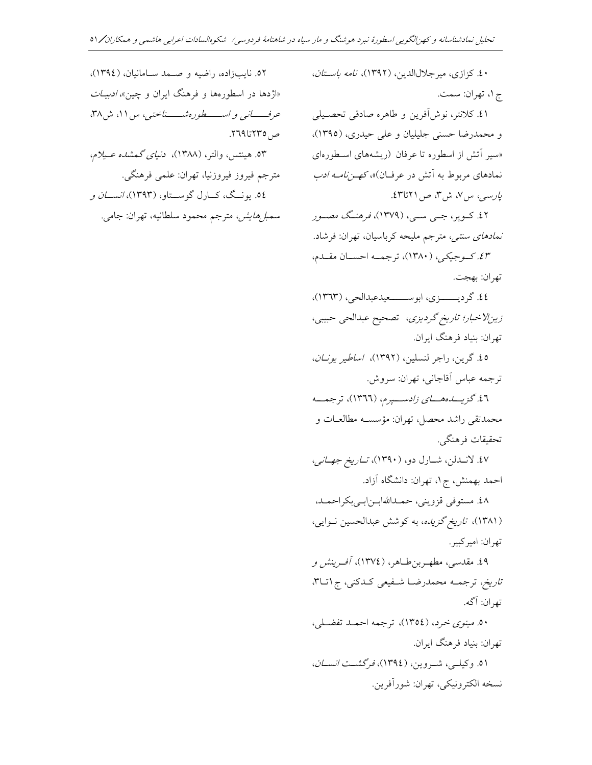۴۰. کزازی، میرجلال‌الدین، (۱۳۹۲)، *نامه باستان*، ج۱، تهران: سمت.

۴۱. کلانتر، نوش‌آفرین و طاهره صادقی تحصیلی و محمدرضا حسنی جلیلیان و علی حیدری، (۱۳۹۵)، «سیر آتش از اسطوره تا عرفان (ریشه‌های اسطوره‌ای نمادهای مربوط به آتش در عرفان)»، *کهن‌نامه ادب پارسی*، س۷، ش۳، ص۲۱تا۴۳.

۴۲. کوپر، جی سی، (۱۳۷۹)، *فرهنگ مصور نمادهای سنتی*، مترجم ملیحه کرباسیان، تهران: فرشاد.

۴۳. *کوجیکی*، (۱۳۸۰)، ترجمه احسان مقدم، تهران: بهجت.

۴۴. گردیزی، ابوسعیدعبدالحی، (۱۳۶۳)، *زین‌الاخبار؛ تاریخ گردیزی*، تصحیح عبدالحی حبیبی، تهران: بنیاد فرهنگ ایران.

۴۵. گرین، راجر لنسلین، (۱۳۹۲)، *اساطیر یونان*، ترجمه عباس آقاجانی، تهران: سروش.

۴۶. *گزیده‌های زادسپرم*، (۱۳۶۶)، ترجمه محمدتقی راشد محصل، تهران: مؤسسه مطالعات و تحقیقات فرهنگی.

۴۷. لاندلن، شارل دو، (۱۳۹۰)، *تاریخ جهانی*، احمد بهمنش، ج۱، تهران: دانشگاه آزاد.

۴۸. مستوفی قزوینی، حمدالله‌ابن‌ابی‌بکراحمد، (۱۳۸۱)، *تاریخ گزیده*، به کوشش عبدالحسین نوایی، تهران: امیرکبیر.

۴۹. مقدسی، مطهربن‌طاهر، (۱۳۷۴)، *آفرینش و تاریخ*، ترجمه محمدرضا شفیعی کدکنی، ج۱تا۳، تهران: آگه.

۵۰. *مینوی خرد*، (۱۳۵۴)، ترجمه احمد تفضلی، تهران: بنیاد فرهنگ ایران.

۵۱. وکیلی، شروین، (۱۳۹۴)، *فرگشت انسان*، نسخه الکترونیکی، تهران: شورآفرین.

۵۲. نایب‌زاده، راضیه و صمد سامانیان، (۱۳۹۴)، «اژدها در اسطوره‌ها و فرهنگ ایران و چین»، *ادبیات عرفانی و اسطوره‌شناختی*، س۱۱، ش۳۸، ص۲۳۵تا۲۶۹.

۵۳. هینتس، والتر، (۱۳۸۸)، *دنیای گمشده عیلام*، مترجم فیروز فیروزنیا، تهران: علمی فرهنگی.

۵۴. یونگ، کارل گوستاو، (۱۳۹۳)، *انسان و سمبل‌هایش*، مترجم محمود سلطانیه، تهران: جامی.